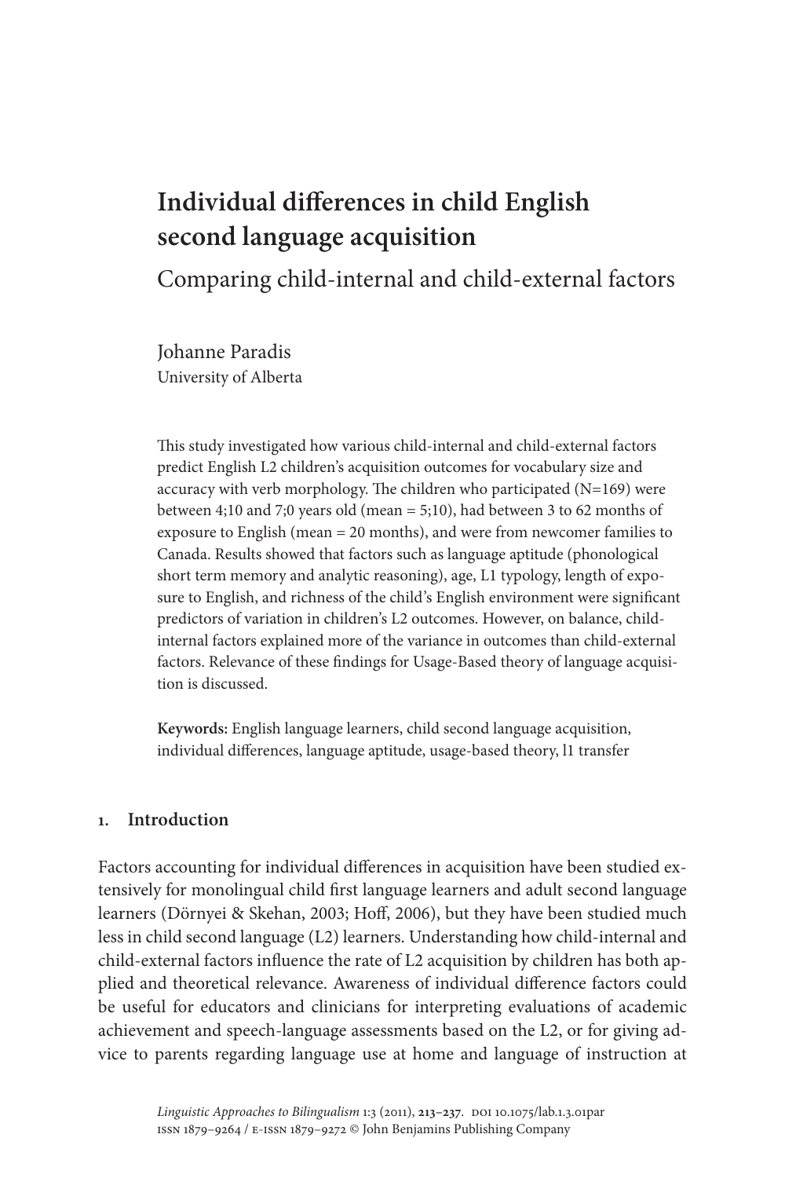# Individual differences in child English second language acquisition

## Comparing child-internal and child-external factors

Johanne Paradis
University of Alberta

This study investigated how various child-internal and child-external factors predict English L2 children's acquisition outcomes for vocabulary size and accuracy with verb morphology. The children who participated (N=169) were between 4;10 and 7;0 years old (mean = 5;10), had between 3 to 62 months of exposure to English (mean = 20 months), and were from newcomer families to Canada. Results showed that factors such as language aptitude (phonological short term memory and analytic reasoning), age, L1 typology, length of exposure to English, and richness of the child's English environment were significant predictors of variation in children's L2 outcomes. However, on balance, child-internal factors explained more of the variance in outcomes than child-external factors. Relevance of these findings for Usage-Based theory of language acquisition is discussed.

**Keywords:** English language learners, child second language acquisition, individual differences, language aptitude, usage-based theory, l1 transfer

## 1. Introduction

Factors accounting for individual differences in acquisition have been studied extensively for monolingual child first language learners and adult second language learners (Dörnyei & Skehan, 2003; Hoff, 2006), but they have been studied much less in child second language (L2) learners. Understanding how child-internal and child-external factors influence the rate of L2 acquisition by children has both applied and theoretical relevance. Awareness of individual difference factors could be useful for educators and clinicians for interpreting evaluations of academic achievement and speech-language assessments based on the L2, or for giving advice to parents regarding language use at home and language of instruction at

*Linguistic Approaches to Bilingualism* 1:3 (2011), 213–237. DOI 10.1075/lab.1.3.01par
ISSN 1879–9264 / E-ISSN 1879–9272 © John Benjamins Publishing Company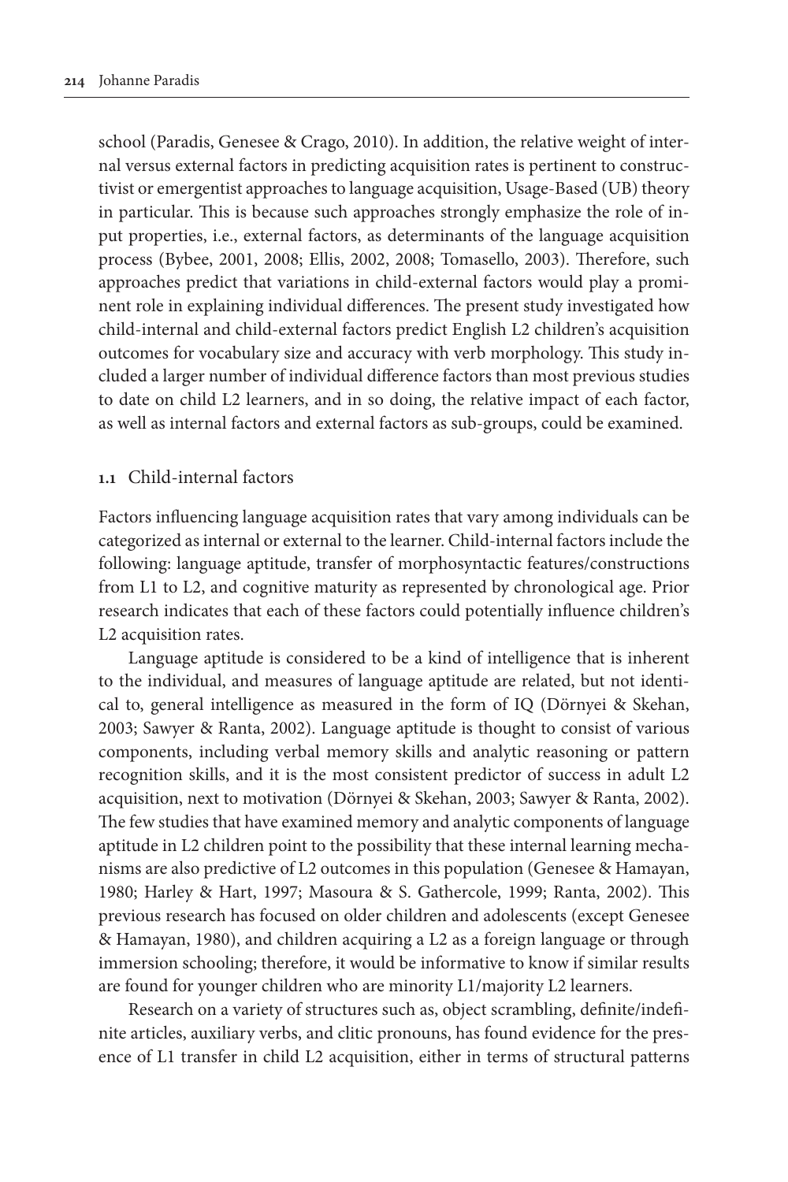school (Paradis, Genesee & Crago, 2010). In addition, the relative weight of internal versus external factors in predicting acquisition rates is pertinent to constructivist or emergentist approaches to language acquisition, Usage-Based (UB) theory in particular. This is because such approaches strongly emphasize the role of input properties, i.e., external factors, as determinants of the language acquisition process (Bybee, 2001, 2008; Ellis, 2002, 2008; Tomasello, 2003). Therefore, such approaches predict that variations in child-external factors would play a prominent role in explaining individual differences. The present study investigated how child-internal and child-external factors predict English L2 children's acquisition outcomes for vocabulary size and accuracy with verb morphology. This study included a larger number of individual difference factors than most previous studies to date on child L2 learners, and in so doing, the relative impact of each factor, as well as internal factors and external factors as sub-groups, could be examined.

### 1.1 Child-internal factors

Factors influencing language acquisition rates that vary among individuals can be categorized as internal or external to the learner. Child-internal factors include the following: language aptitude, transfer of morphosyntactic features/constructions from L1 to L2, and cognitive maturity as represented by chronological age. Prior research indicates that each of these factors could potentially influence children's L2 acquisition rates.

Language aptitude is considered to be a kind of intelligence that is inherent to the individual, and measures of language aptitude are related, but not identical to, general intelligence as measured in the form of IQ (Dörnyei & Skehan, 2003; Sawyer & Ranta, 2002). Language aptitude is thought to consist of various components, including verbal memory skills and analytic reasoning or pattern recognition skills, and it is the most consistent predictor of success in adult L2 acquisition, next to motivation (Dörnyei & Skehan, 2003; Sawyer & Ranta, 2002). The few studies that have examined memory and analytic components of language aptitude in L2 children point to the possibility that these internal learning mechanisms are also predictive of L2 outcomes in this population (Genesee & Hamayan, 1980; Harley & Hart, 1997; Masoura & S. Gathercole, 1999; Ranta, 2002). This previous research has focused on older children and adolescents (except Genesee & Hamayan, 1980), and children acquiring a L2 as a foreign language or through immersion schooling; therefore, it would be informative to know if similar results are found for younger children who are minority L1/majority L2 learners.

Research on a variety of structures such as, object scrambling, definite/indefinite articles, auxiliary verbs, and clitic pronouns, has found evidence for the presence of L1 transfer in child L2 acquisition, either in terms of structural patterns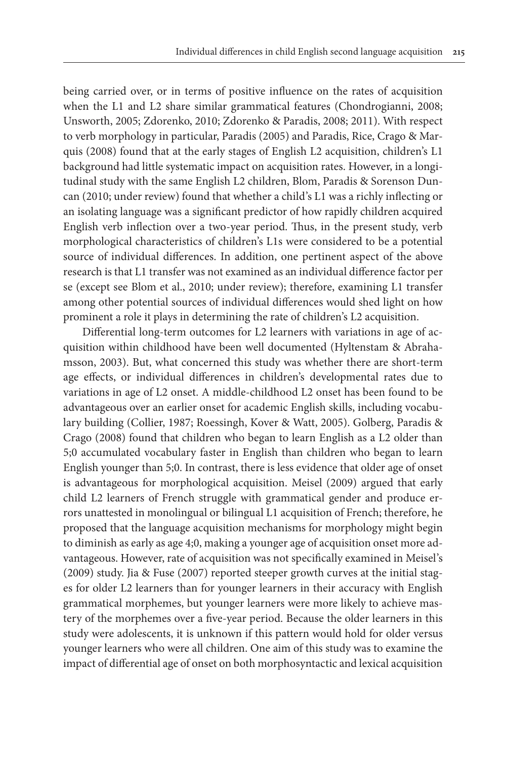being carried over, or in terms of positive influence on the rates of acquisition when the L1 and L2 share similar grammatical features (Chondrogianni, 2008; Unsworth, 2005; Zdorenko, 2010; Zdorenko & Paradis, 2008; 2011). With respect to verb morphology in particular, Paradis (2005) and Paradis, Rice, Crago & Marquis (2008) found that at the early stages of English L2 acquisition, children's L1 background had little systematic impact on acquisition rates. However, in a longitudinal study with the same English L2 children, Blom, Paradis & Sorenson Duncan (2010; under review) found that whether a child's L1 was a richly inflecting or an isolating language was a significant predictor of how rapidly children acquired English verb inflection over a two-year period. Thus, in the present study, verb morphological characteristics of children's L1s were considered to be a potential source of individual differences. In addition, one pertinent aspect of the above research is that L1 transfer was not examined as an individual difference factor per se (except see Blom et al., 2010; under review); therefore, examining L1 transfer among other potential sources of individual differences would shed light on how prominent a role it plays in determining the rate of children's L2 acquisition.

Differential long-term outcomes for L2 learners with variations in age of acquisition within childhood have been well documented (Hyltenstam & Abrahamsson, 2003). But, what concerned this study was whether there are short-term age effects, or individual differences in children's developmental rates due to variations in age of L2 onset. A middle-childhood L2 onset has been found to be advantageous over an earlier onset for academic English skills, including vocabulary building (Collier, 1987; Roessingh, Kover & Watt, 2005). Golberg, Paradis & Crago (2008) found that children who began to learn English as a L2 older than 5;0 accumulated vocabulary faster in English than children who began to learn English younger than 5;0. In contrast, there is less evidence that older age of onset is advantageous for morphological acquisition. Meisel (2009) argued that early child L2 learners of French struggle with grammatical gender and produce errors unattested in monolingual or bilingual L1 acquisition of French; therefore, he proposed that the language acquisition mechanisms for morphology might begin to diminish as early as age 4;0, making a younger age of acquisition onset more advantageous. However, rate of acquisition was not specifically examined in Meisel's (2009) study. Jia & Fuse (2007) reported steeper growth curves at the initial stages for older L2 learners than for younger learners in their accuracy with English grammatical morphemes, but younger learners were more likely to achieve mastery of the morphemes over a five-year period. Because the older learners in this study were adolescents, it is unknown if this pattern would hold for older versus younger learners who were all children. One aim of this study was to examine the impact of differential age of onset on both morphosyntactic and lexical acquisition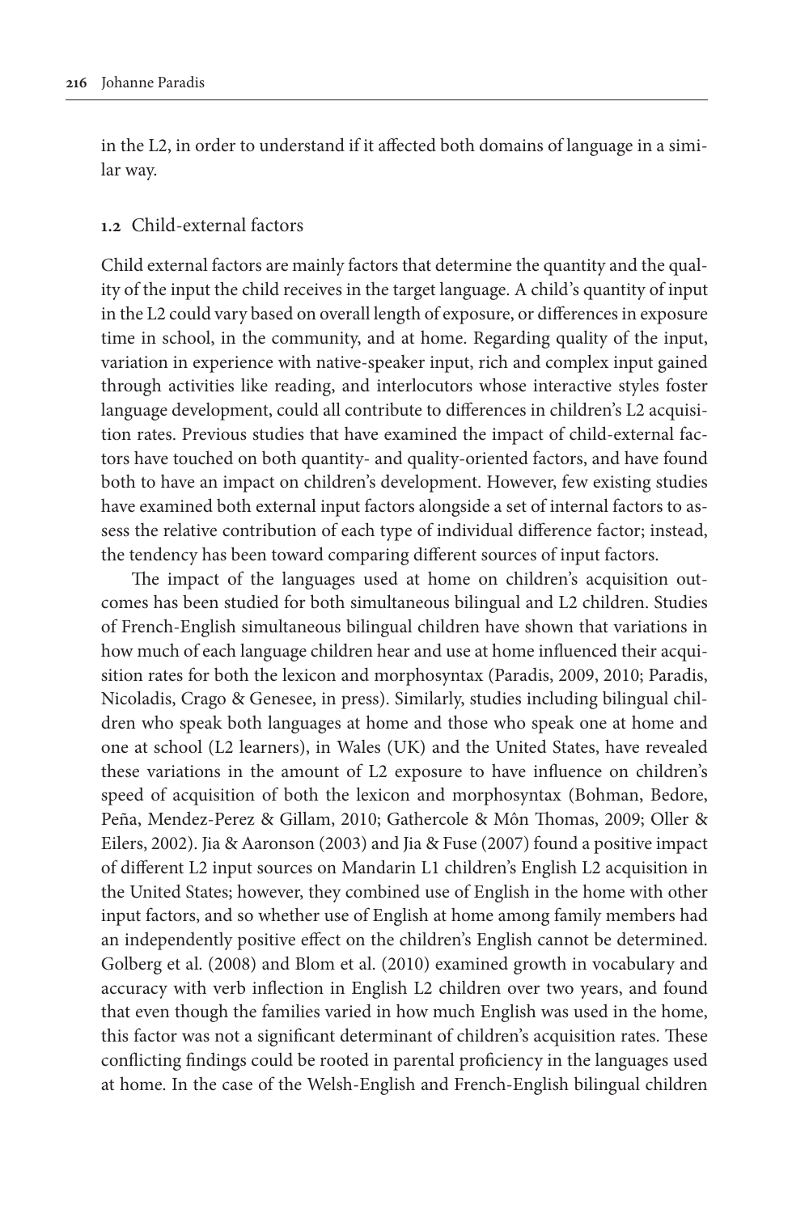in the L2, in order to understand if it affected both domains of language in a similar way.

### 1.2 Child-external factors

Child external factors are mainly factors that determine the quantity and the quality of the input the child receives in the target language. A child's quantity of input in the L2 could vary based on overall length of exposure, or differences in exposure time in school, in the community, and at home. Regarding quality of the input, variation in experience with native-speaker input, rich and complex input gained through activities like reading, and interlocutors whose interactive styles foster language development, could all contribute to differences in children's L2 acquisition rates. Previous studies that have examined the impact of child-external factors have touched on both quantity- and quality-oriented factors, and have found both to have an impact on children's development. However, few existing studies have examined both external input factors alongside a set of internal factors to assess the relative contribution of each type of individual difference factor; instead, the tendency has been toward comparing different sources of input factors.

The impact of the languages used at home on children's acquisition outcomes has been studied for both simultaneous bilingual and L2 children. Studies of French-English simultaneous bilingual children have shown that variations in how much of each language children hear and use at home influenced their acquisition rates for both the lexicon and morphosyntax (Paradis, 2009, 2010; Paradis, Nicoladis, Crago & Genesee, in press). Similarly, studies including bilingual children who speak both languages at home and those who speak one at home and one at school (L2 learners), in Wales (UK) and the United States, have revealed these variations in the amount of L2 exposure to have influence on children's speed of acquisition of both the lexicon and morphosyntax (Bohman, Bedore, Peña, Mendez-Perez & Gillam, 2010; Gathercole & Môn Thomas, 2009; Oller & Eilers, 2002). Jia & Aaronson (2003) and Jia & Fuse (2007) found a positive impact of different L2 input sources on Mandarin L1 children's English L2 acquisition in the United States; however, they combined use of English in the home with other input factors, and so whether use of English at home among family members had an independently positive effect on the children's English cannot be determined. Golberg et al. (2008) and Blom et al. (2010) examined growth in vocabulary and accuracy with verb inflection in English L2 children over two years, and found that even though the families varied in how much English was used in the home, this factor was not a significant determinant of children's acquisition rates. These conflicting findings could be rooted in parental proficiency in the languages used at home. In the case of the Welsh-English and French-English bilingual children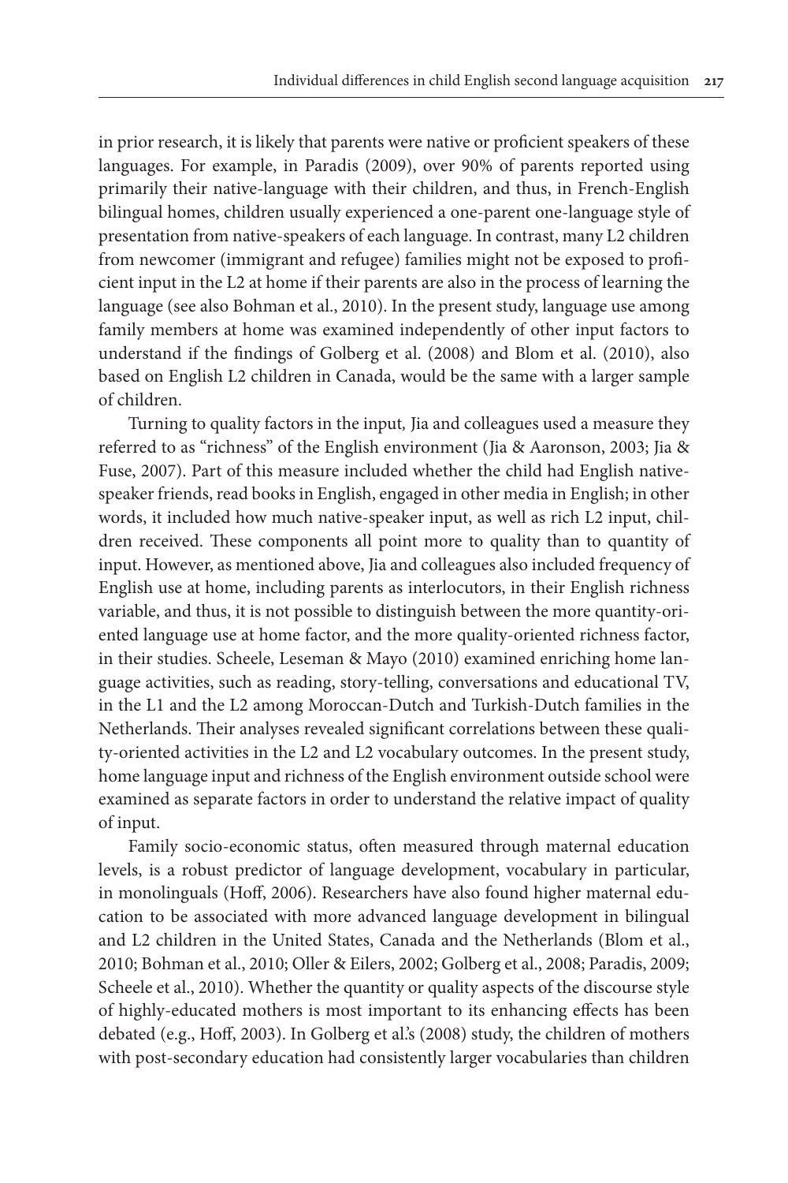in prior research, it is likely that parents were native or proficient speakers of these languages. For example, in Paradis (2009), over 90% of parents reported using primarily their native-language with their children, and thus, in French-English bilingual homes, children usually experienced a one-parent one-language style of presentation from native-speakers of each language. In contrast, many L2 children from newcomer (immigrant and refugee) families might not be exposed to proficient input in the L2 at home if their parents are also in the process of learning the language (see also Bohman et al., 2010). In the present study, language use among family members at home was examined independently of other input factors to understand if the findings of Golberg et al. (2008) and Blom et al. (2010), also based on English L2 children in Canada, would be the same with a larger sample of children.

Turning to quality factors in the input, Jia and colleagues used a measure they referred to as "richness" of the English environment (Jia & Aaronson, 2003; Jia & Fuse, 2007). Part of this measure included whether the child had English native-speaker friends, read books in English, engaged in other media in English; in other words, it included how much native-speaker input, as well as rich L2 input, children received. These components all point more to quality than to quantity of input. However, as mentioned above, Jia and colleagues also included frequency of English use at home, including parents as interlocutors, in their English richness variable, and thus, it is not possible to distinguish between the more quantity-oriented language use at home factor, and the more quality-oriented richness factor, in their studies. Scheele, Leseman & Mayo (2010) examined enriching home language activities, such as reading, story-telling, conversations and educational TV, in the L1 and the L2 among Moroccan-Dutch and Turkish-Dutch families in the Netherlands. Their analyses revealed significant correlations between these quality-oriented activities in the L2 and L2 vocabulary outcomes. In the present study, home language input and richness of the English environment outside school were examined as separate factors in order to understand the relative impact of quality of input.

Family socio-economic status, often measured through maternal education levels, is a robust predictor of language development, vocabulary in particular, in monolinguals (Hoff, 2006). Researchers have also found higher maternal education to be associated with more advanced language development in bilingual and L2 children in the United States, Canada and the Netherlands (Blom et al., 2010; Bohman et al., 2010; Oller & Eilers, 2002; Golberg et al., 2008; Paradis, 2009; Scheele et al., 2010). Whether the quantity or quality aspects of the discourse style of highly-educated mothers is most important to its enhancing effects has been debated (e.g., Hoff, 2003). In Golberg et al.'s (2008) study, the children of mothers with post-secondary education had consistently larger vocabularies than children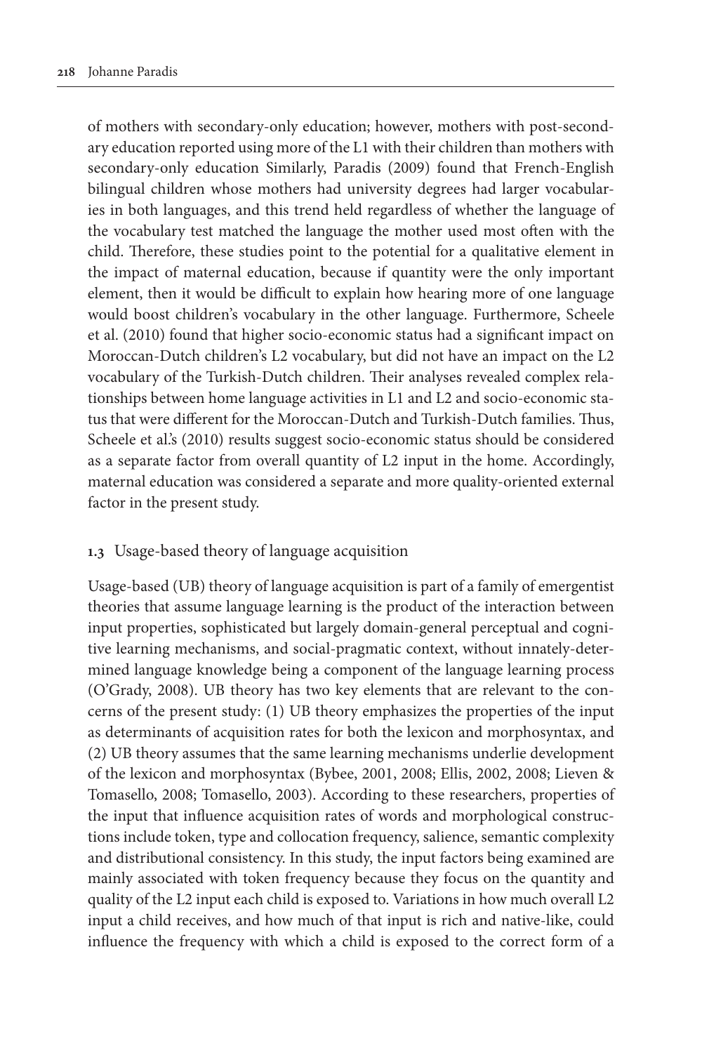of mothers with secondary-only education; however, mothers with post-secondary education reported using more of the L1 with their children than mothers with secondary-only education Similarly, Paradis (2009) found that French-English bilingual children whose mothers had university degrees had larger vocabularies in both languages, and this trend held regardless of whether the language of the vocabulary test matched the language the mother used most often with the child. Therefore, these studies point to the potential for a qualitative element in the impact of maternal education, because if quantity were the only important element, then it would be difficult to explain how hearing more of one language would boost children's vocabulary in the other language. Furthermore, Scheele et al. (2010) found that higher socio-economic status had a significant impact on Moroccan-Dutch children's L2 vocabulary, but did not have an impact on the L2 vocabulary of the Turkish-Dutch children. Their analyses revealed complex relationships between home language activities in L1 and L2 and socio-economic status that were different for the Moroccan-Dutch and Turkish-Dutch families. Thus, Scheele et al.'s (2010) results suggest socio-economic status should be considered as a separate factor from overall quantity of L2 input in the home. Accordingly, maternal education was considered a separate and more quality-oriented external factor in the present study.

### 1.3 Usage-based theory of language acquisition

Usage-based (UB) theory of language acquisition is part of a family of emergentist theories that assume language learning is the product of the interaction between input properties, sophisticated but largely domain-general perceptual and cognitive learning mechanisms, and social-pragmatic context, without innately-determined language knowledge being a component of the language learning process (O'Grady, 2008). UB theory has two key elements that are relevant to the concerns of the present study: (1) UB theory emphasizes the properties of the input as determinants of acquisition rates for both the lexicon and morphosyntax, and (2) UB theory assumes that the same learning mechanisms underlie development of the lexicon and morphosyntax (Bybee, 2001, 2008; Ellis, 2002, 2008; Lieven & Tomasello, 2008; Tomasello, 2003). According to these researchers, properties of the input that influence acquisition rates of words and morphological constructions include token, type and collocation frequency, salience, semantic complexity and distributional consistency. In this study, the input factors being examined are mainly associated with token frequency because they focus on the quantity and quality of the L2 input each child is exposed to. Variations in how much overall L2 input a child receives, and how much of that input is rich and native-like, could influence the frequency with which a child is exposed to the correct form of a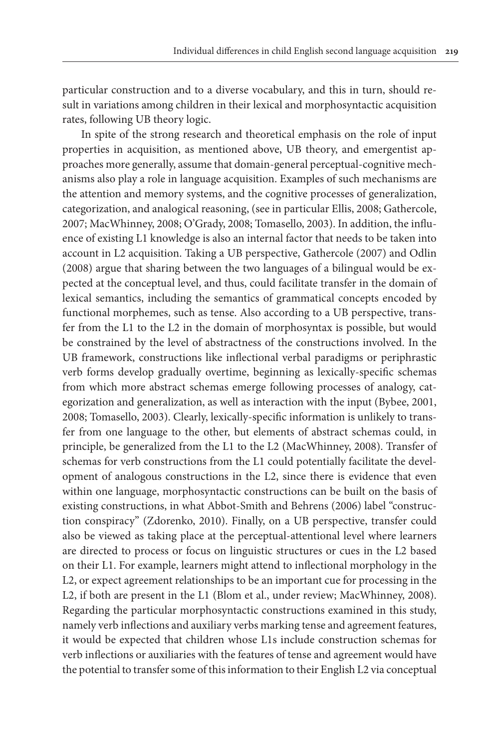particular construction and to a diverse vocabulary, and this in turn, should result in variations among children in their lexical and morphosyntactic acquisition rates, following UB theory logic.

In spite of the strong research and theoretical emphasis on the role of input properties in acquisition, as mentioned above, UB theory, and emergentist approaches more generally, assume that domain-general perceptual-cognitive mechanisms also play a role in language acquisition. Examples of such mechanisms are the attention and memory systems, and the cognitive processes of generalization, categorization, and analogical reasoning, (see in particular Ellis, 2008; Gathercole, 2007; MacWhinney, 2008; O'Grady, 2008; Tomasello, 2003). In addition, the influence of existing L1 knowledge is also an internal factor that needs to be taken into account in L2 acquisition. Taking a UB perspective, Gathercole (2007) and Odlin (2008) argue that sharing between the two languages of a bilingual would be expected at the conceptual level, and thus, could facilitate transfer in the domain of lexical semantics, including the semantics of grammatical concepts encoded by functional morphemes, such as tense. Also according to a UB perspective, transfer from the L1 to the L2 in the domain of morphosyntax is possible, but would be constrained by the level of abstractness of the constructions involved. In the UB framework, constructions like inflectional verbal paradigms or periphrastic verb forms develop gradually overtime, beginning as lexically-specific schemas from which more abstract schemas emerge following processes of analogy, categorization and generalization, as well as interaction with the input (Bybee, 2001, 2008; Tomasello, 2003). Clearly, lexically-specific information is unlikely to transfer from one language to the other, but elements of abstract schemas could, in principle, be generalized from the L1 to the L2 (MacWhinney, 2008). Transfer of schemas for verb constructions from the L1 could potentially facilitate the development of analogous constructions in the L2, since there is evidence that even within one language, morphosyntactic constructions can be built on the basis of existing constructions, in what Abbot-Smith and Behrens (2006) label "construction conspiracy" (Zdorenko, 2010). Finally, on a UB perspective, transfer could also be viewed as taking place at the perceptual-attentional level where learners are directed to process or focus on linguistic structures or cues in the L2 based on their L1. For example, learners might attend to inflectional morphology in the L2, or expect agreement relationships to be an important cue for processing in the L2, if both are present in the L1 (Blom et al., under review; MacWhinney, 2008). Regarding the particular morphosyntactic constructions examined in this study, namely verb inflections and auxiliary verbs marking tense and agreement features, it would be expected that children whose L1s include construction schemas for verb inflections or auxiliaries with the features of tense and agreement would have the potential to transfer some of this information to their English L2 via conceptual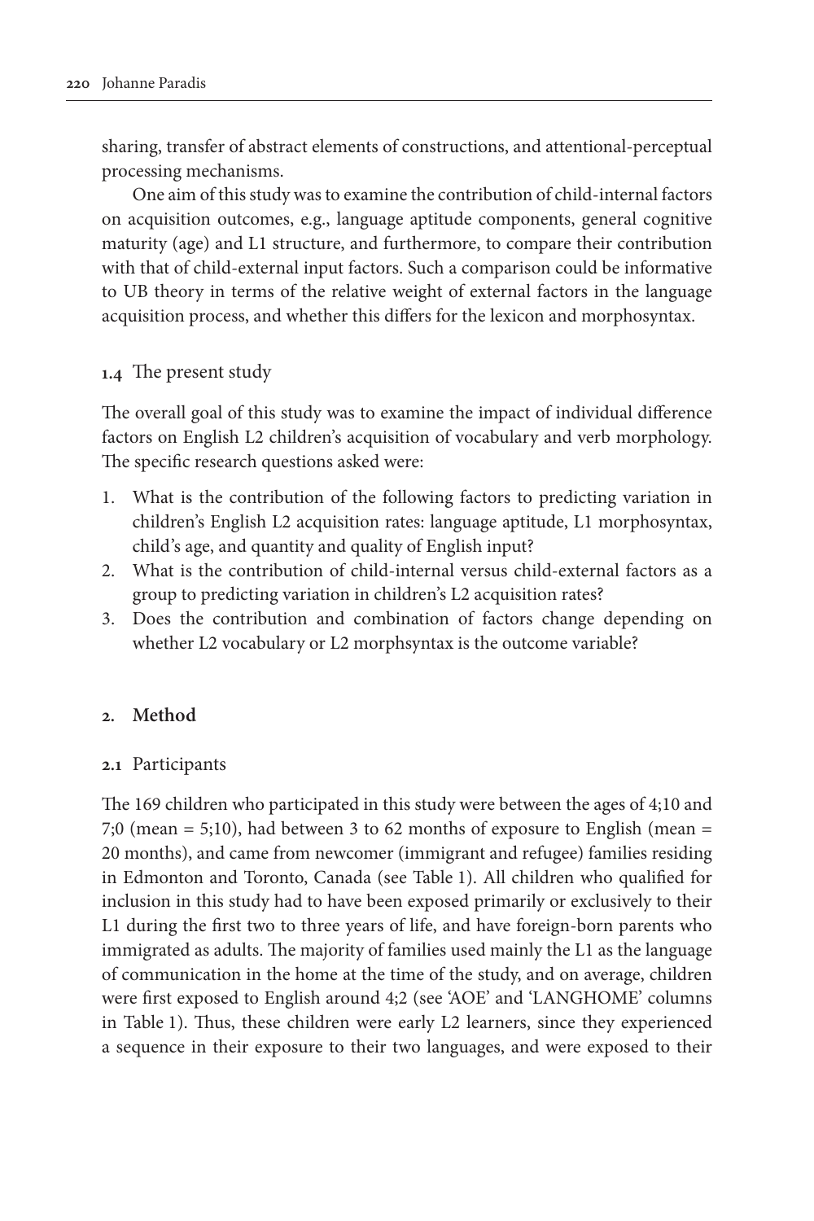sharing, transfer of abstract elements of constructions, and attentional-perceptual processing mechanisms.

One aim of this study was to examine the contribution of child-internal factors on acquisition outcomes, e.g., language aptitude components, general cognitive maturity (age) and L1 structure, and furthermore, to compare their contribution with that of child-external input factors. Such a comparison could be informative to UB theory in terms of the relative weight of external factors in the language acquisition process, and whether this differs for the lexicon and morphosyntax.

### 1.4 The present study

The overall goal of this study was to examine the impact of individual difference factors on English L2 children's acquisition of vocabulary and verb morphology. The specific research questions asked were:

1. What is the contribution of the following factors to predicting variation in children's English L2 acquisition rates: language aptitude, L1 morphosyntax, child's age, and quantity and quality of English input?
2. What is the contribution of child-internal versus child-external factors as a group to predicting variation in children's L2 acquisition rates?
3. Does the contribution and combination of factors change depending on whether L2 vocabulary or L2 morphsyntax is the outcome variable?

## 2. Method

### 2.1 Participants

The 169 children who participated in this study were between the ages of 4;10 and 7;0 (mean = 5;10), had between 3 to 62 months of exposure to English (mean = 20 months), and came from newcomer (immigrant and refugee) families residing in Edmonton and Toronto, Canada (see Table 1). All children who qualified for inclusion in this study had to have been exposed primarily or exclusively to their L1 during the first two to three years of life, and have foreign-born parents who immigrated as adults. The majority of families used mainly the L1 as the language of communication in the home at the time of the study, and on average, children were first exposed to English around 4;2 (see 'AOE' and 'LANGHOME' columns in Table 1). Thus, these children were early L2 learners, since they experienced a sequence in their exposure to their two languages, and were exposed to their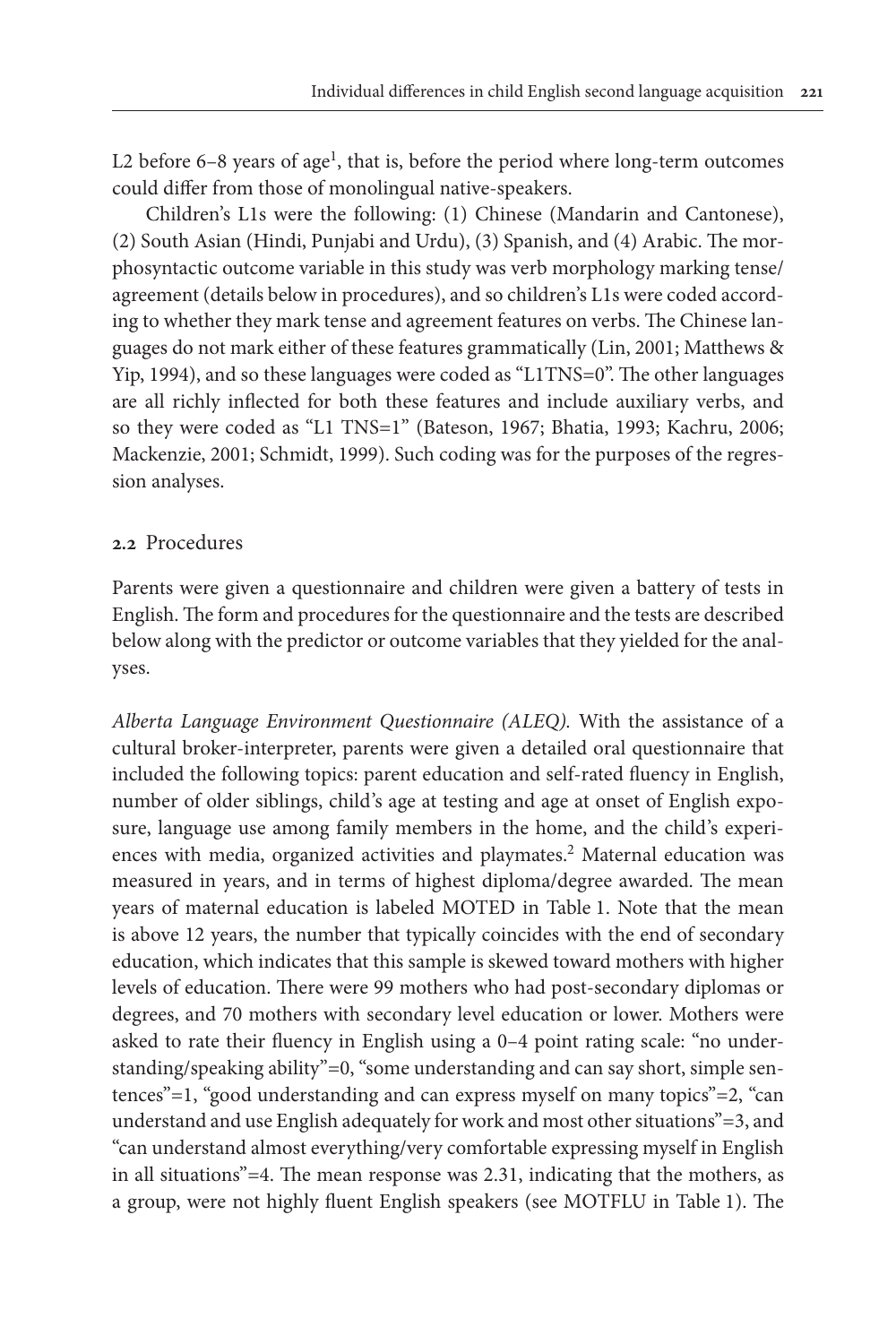L2 before 6–8 years of age[1], that is, before the period where long-term outcomes could differ from those of monolingual native-speakers.

Children's L1s were the following: (1) Chinese (Mandarin and Cantonese), (2) South Asian (Hindi, Punjabi and Urdu), (3) Spanish, and (4) Arabic. The morphosyntactic outcome variable in this study was verb morphology marking tense/agreement (details below in procedures), and so children's L1s were coded according to whether they mark tense and agreement features on verbs. The Chinese languages do not mark either of these features grammatically (Lin, 2001; Matthews & Yip, 1994), and so these languages were coded as "L1TNS=0". The other languages are all richly inflected for both these features and include auxiliary verbs, and so they were coded as "L1 TNS=1" (Bateson, 1967; Bhatia, 1993; Kachru, 2006; Mackenzie, 2001; Schmidt, 1999). Such coding was for the purposes of the regression analyses.

## 2.2 Procedures

Parents were given a questionnaire and children were given a battery of tests in English. The form and procedures for the questionnaire and the tests are described below along with the predictor or outcome variables that they yielded for the analyses.

*Alberta Language Environment Questionnaire (ALEQ).* With the assistance of a cultural broker-interpreter, parents were given a detailed oral questionnaire that included the following topics: parent education and self-rated fluency in English, number of older siblings, child's age at testing and age at onset of English exposure, language use among family members in the home, and the child's experiences with media, organized activities and playmates.[2] Maternal education was measured in years, and in terms of highest diploma/degree awarded. The mean years of maternal education is labeled MOTED in Table 1. Note that the mean is above 12 years, the number that typically coincides with the end of secondary education, which indicates that this sample is skewed toward mothers with higher levels of education. There were 99 mothers who had post-secondary diplomas or degrees, and 70 mothers with secondary level education or lower. Mothers were asked to rate their fluency in English using a 0–4 point rating scale: "no understanding/speaking ability"=0, "some understanding and can say short, simple sentences"=1, "good understanding and can express myself on many topics"=2, "can understand and use English adequately for work and most other situations"=3, and "can understand almost everything/very comfortable expressing myself in English in all situations"=4. The mean response was 2.31, indicating that the mothers, as a group, were not highly fluent English speakers (see MOTFLU in Table 1). The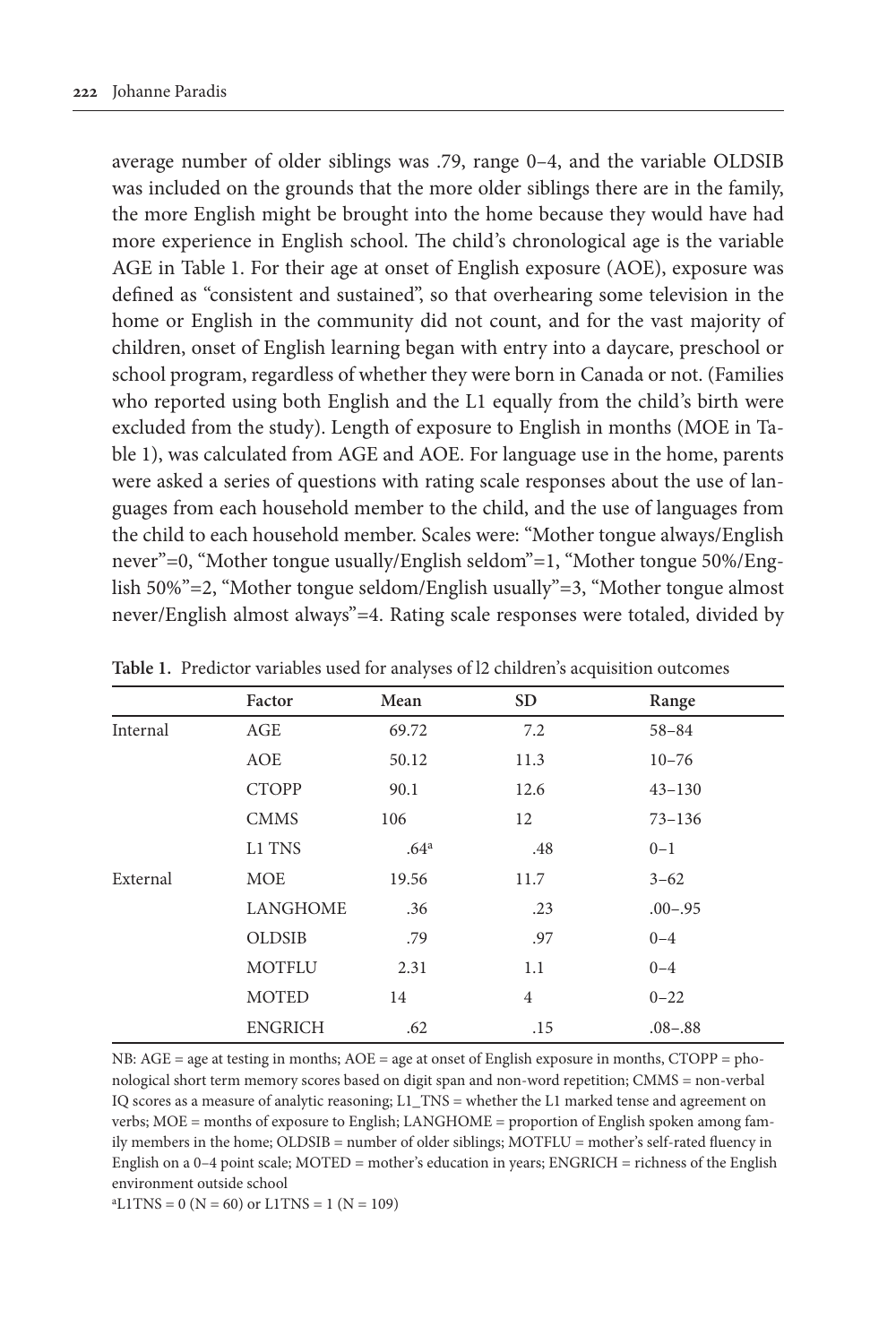average number of older siblings was .79, range 0–4, and the variable OLDSIB was included on the grounds that the more older siblings there are in the family, the more English might be brought into the home because they would have had more experience in English school. The child's chronological age is the variable AGE in Table 1. For their age at onset of English exposure (AOE), exposure was defined as "consistent and sustained", so that overhearing some television in the home or English in the community did not count, and for the vast majority of children, onset of English learning began with entry into a daycare, preschool or school program, regardless of whether they were born in Canada or not. (Families who reported using both English and the L1 equally from the child's birth were excluded from the study). Length of exposure to English in months (MOE in Table 1), was calculated from AGE and AOE. For language use in the home, parents were asked a series of questions with rating scale responses about the use of languages from each household member to the child, and the use of languages from the child to each household member. Scales were: "Mother tongue always/English never"=0, "Mother tongue usually/English seldom"=1, "Mother tongue 50%/English 50%"=2, "Mother tongue seldom/English usually"=3, "Mother tongue almost never/English almost always"=4. Rating scale responses were totaled, divided by

**Table 1.** Predictor variables used for analyses of l2 children's acquisition outcomes

| | Factor | Mean | SD | Range |
|---|---|---|---|---|
| Internal | AGE | 69.72 | 7.2 | 58–84 |
| | AOE | 50.12 | 11.3 | 10–76 |
| | CTOPP | 90.1 | 12.6 | 43–130 |
| | CMMS | 106 | 12 | 73–136 |
| | L1 TNS | .64[a] | .48 | 0–1 |
| External | MOE | 19.56 | 11.7 | 3–62 |
| | LANGHOME | .36 | .23 | .00–.95 |
| | OLDSIB | .79 | .97 | 0–4 |
| | MOTFLU | 2.31 | 1.1 | 0–4 |
| | MOTED | 14 | 4 | 0–22 |
| | ENGRICH | .62 | .15 | .08–.88 |

NB: AGE = age at testing in months; AOE = age at onset of English exposure in months, CTOPP = phonological short term memory scores based on digit span and non-word repetition; CMMS = non-verbal IQ scores as a measure of analytic reasoning; L1_TNS = whether the L1 marked tense and agreement on verbs; MOE = months of exposure to English; LANGHOME = proportion of English spoken among family members in the home; OLDSIB = number of older siblings; MOTFLU = mother's self-rated fluency in English on a 0–4 point scale; MOTED = mother's education in years; ENGRICH = richness of the English environment outside school

[a]L1TNS = 0 (N = 60) or L1TNS = 1 (N = 109)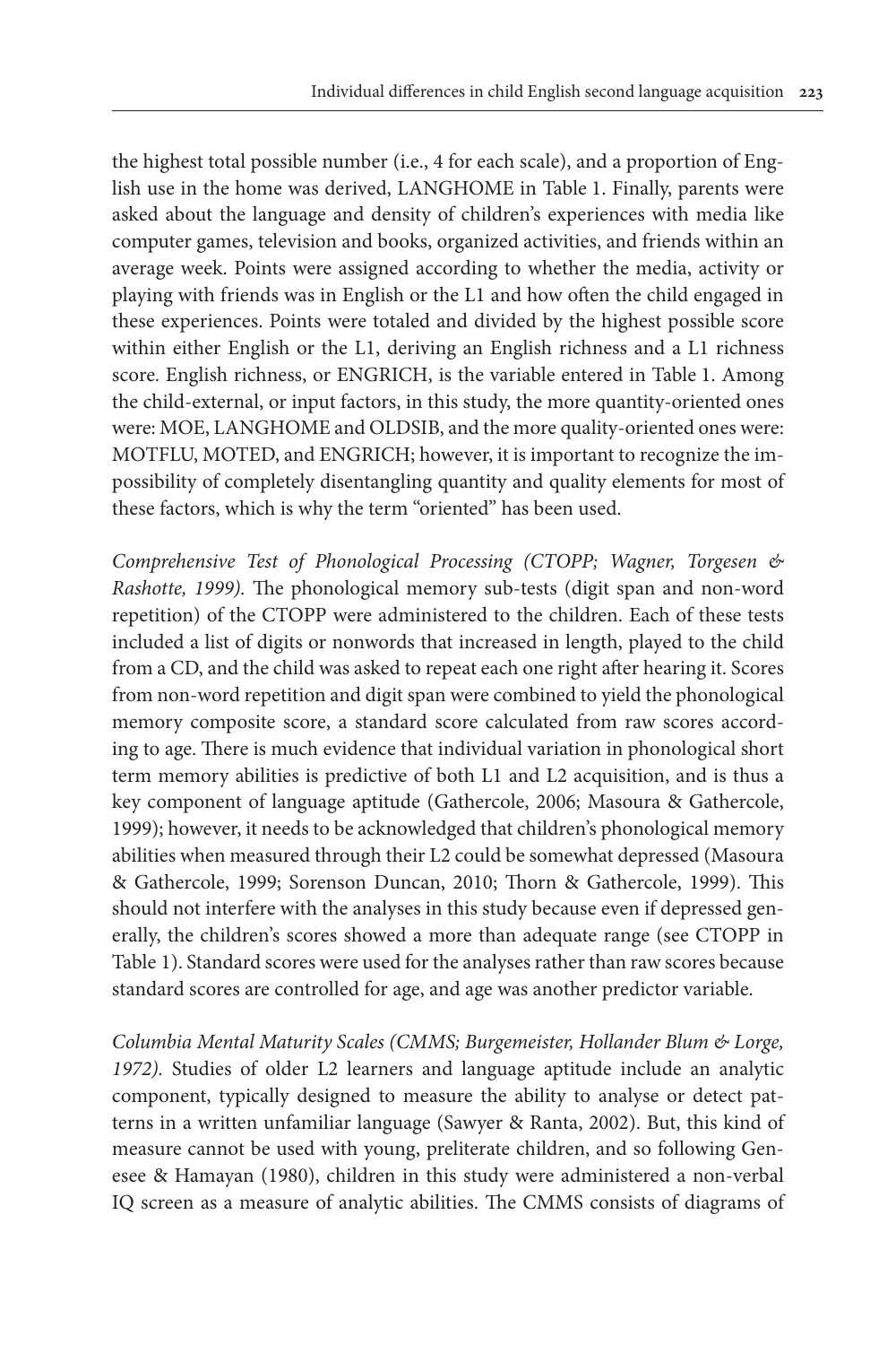the highest total possible number (i.e., 4 for each scale), and a proportion of English use in the home was derived, LANGHOME in Table 1. Finally, parents were asked about the language and density of children's experiences with media like computer games, television and books, organized activities, and friends within an average week. Points were assigned according to whether the media, activity or playing with friends was in English or the L1 and how often the child engaged in these experiences. Points were totaled and divided by the highest possible score within either English or the L1, deriving an English richness and a L1 richness score. English richness, or ENGRICH, is the variable entered in Table 1. Among the child-external, or input factors, in this study, the more quantity-oriented ones were: MOE, LANGHOME and OLDSIB, and the more quality-oriented ones were: MOTFLU, MOTED, and ENGRICH; however, it is important to recognize the impossibility of completely disentangling quantity and quality elements for most of these factors, which is why the term "oriented" has been used.

*Comprehensive Test of Phonological Processing (CTOPP; Wagner, Torgesen & Rashotte, 1999).* The phonological memory sub-tests (digit span and non-word repetition) of the CTOPP were administered to the children. Each of these tests included a list of digits or nonwords that increased in length, played to the child from a CD, and the child was asked to repeat each one right after hearing it. Scores from non-word repetition and digit span were combined to yield the phonological memory composite score, a standard score calculated from raw scores according to age. There is much evidence that individual variation in phonological short term memory abilities is predictive of both L1 and L2 acquisition, and is thus a key component of language aptitude (Gathercole, 2006; Masoura & Gathercole, 1999); however, it needs to be acknowledged that children's phonological memory abilities when measured through their L2 could be somewhat depressed (Masoura & Gathercole, 1999; Sorenson Duncan, 2010; Thorn & Gathercole, 1999). This should not interfere with the analyses in this study because even if depressed generally, the children's scores showed a more than adequate range (see CTOPP in Table 1). Standard scores were used for the analyses rather than raw scores because standard scores are controlled for age, and age was another predictor variable.

*Columbia Mental Maturity Scales (CMMS; Burgemeister, Hollander Blum & Lorge, 1972).* Studies of older L2 learners and language aptitude include an analytic component, typically designed to measure the ability to analyse or detect patterns in a written unfamiliar language (Sawyer & Ranta, 2002). But, this kind of measure cannot be used with young, preliterate children, and so following Genesee & Hamayan (1980), children in this study were administered a non-verbal IQ screen as a measure of analytic abilities. The CMMS consists of diagrams of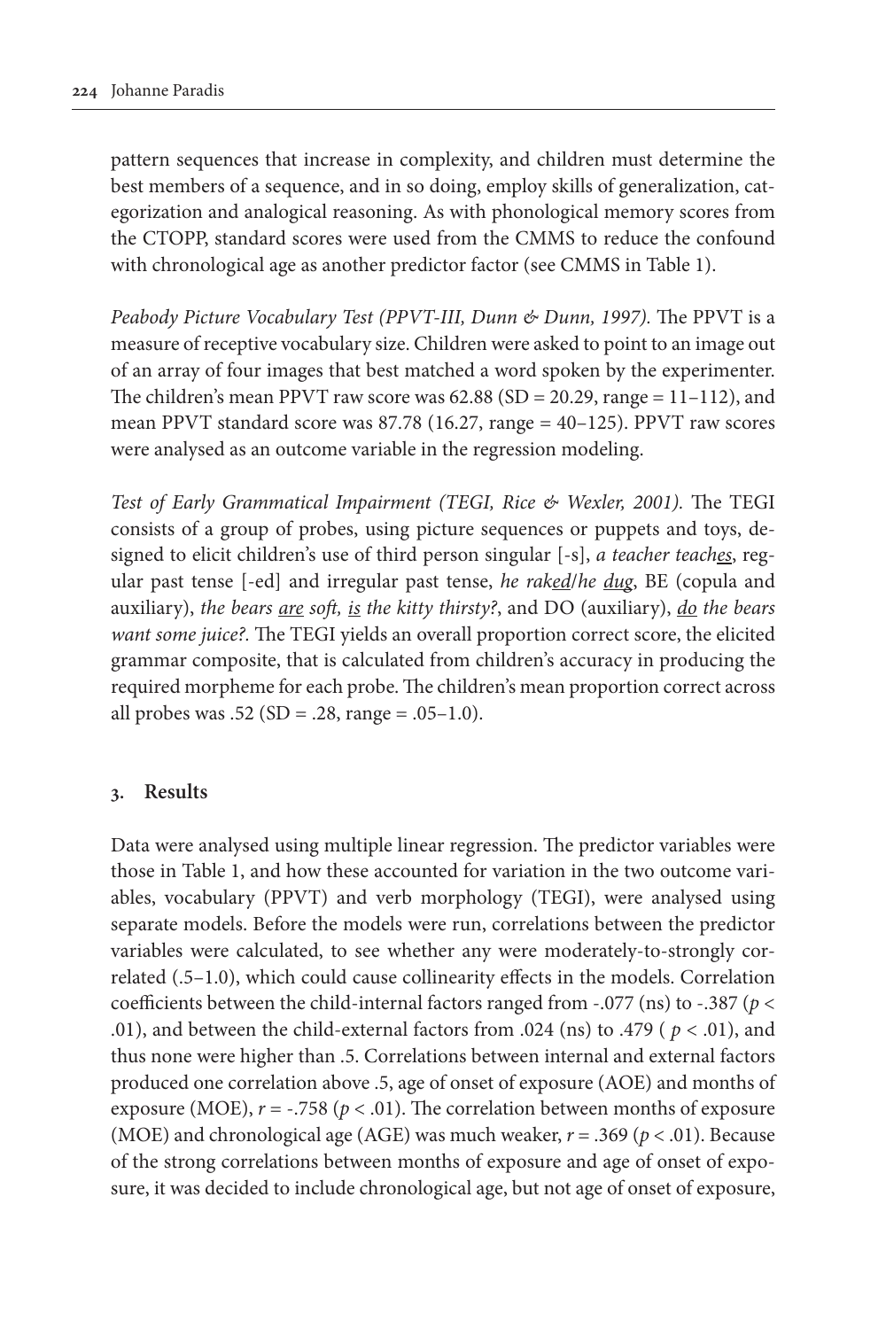pattern sequences that increase in complexity, and children must determine the best members of a sequence, and in so doing, employ skills of generalization, categorization and analogical reasoning. As with phonological memory scores from the CTOPP, standard scores were used from the CMMS to reduce the confound with chronological age as another predictor factor (see CMMS in Table 1).

*Peabody Picture Vocabulary Test (PPVT-III, Dunn & Dunn, 1997).* The PPVT is a measure of receptive vocabulary size. Children were asked to point to an image out of an array of four images that best matched a word spoken by the experimenter. The children's mean PPVT raw score was 62.88 (SD = 20.29, range = 11–112), and mean PPVT standard score was 87.78 (16.27, range = 40–125). PPVT raw scores were analysed as an outcome variable in the regression modeling.

*Test of Early Grammatical Impairment (TEGI, Rice & Wexler, 2001).* The TEGI consists of a group of probes, using picture sequences or puppets and toys, designed to elicit children's use of third person singular [-s], *a teacher teach<u>es</u>*, regular past tense [-ed] and irregular past tense, *he rak<u>ed</u>/he <u>dug</u>*, BE (copula and auxiliary), *the bears <u>are</u> soft, <u>is</u> the kitty thirsty?*, and DO (auxiliary), *<u>do</u> the bears want some juice?.* The TEGI yields an overall proportion correct score, the elicited grammar composite, that is calculated from children's accuracy in producing the required morpheme for each probe. The children's mean proportion correct across all probes was .52 (SD = .28, range = .05–1.0).

## 3. Results

Data were analysed using multiple linear regression. The predictor variables were those in Table 1, and how these accounted for variation in the two outcome variables, vocabulary (PPVT) and verb morphology (TEGI), were analysed using separate models. Before the models were run, correlations between the predictor variables were calculated, to see whether any were moderately-to-strongly correlated (.5–1.0), which could cause collinearity effects in the models. Correlation coefficients between the child-internal factors ranged from -.077 (ns) to -.387 ($p < .01$), and between the child-external factors from .024 (ns) to .479 ( $p < .01$), and thus none were higher than .5. Correlations between internal and external factors produced one correlation above .5, age of onset of exposure (AOE) and months of exposure (MOE), $r = -.758$ ($p < .01$). The correlation between months of exposure (MOE) and chronological age (AGE) was much weaker, $r = .369$ ($p < .01$). Because of the strong correlations between months of exposure and age of onset of exposure, it was decided to include chronological age, but not age of onset of exposure,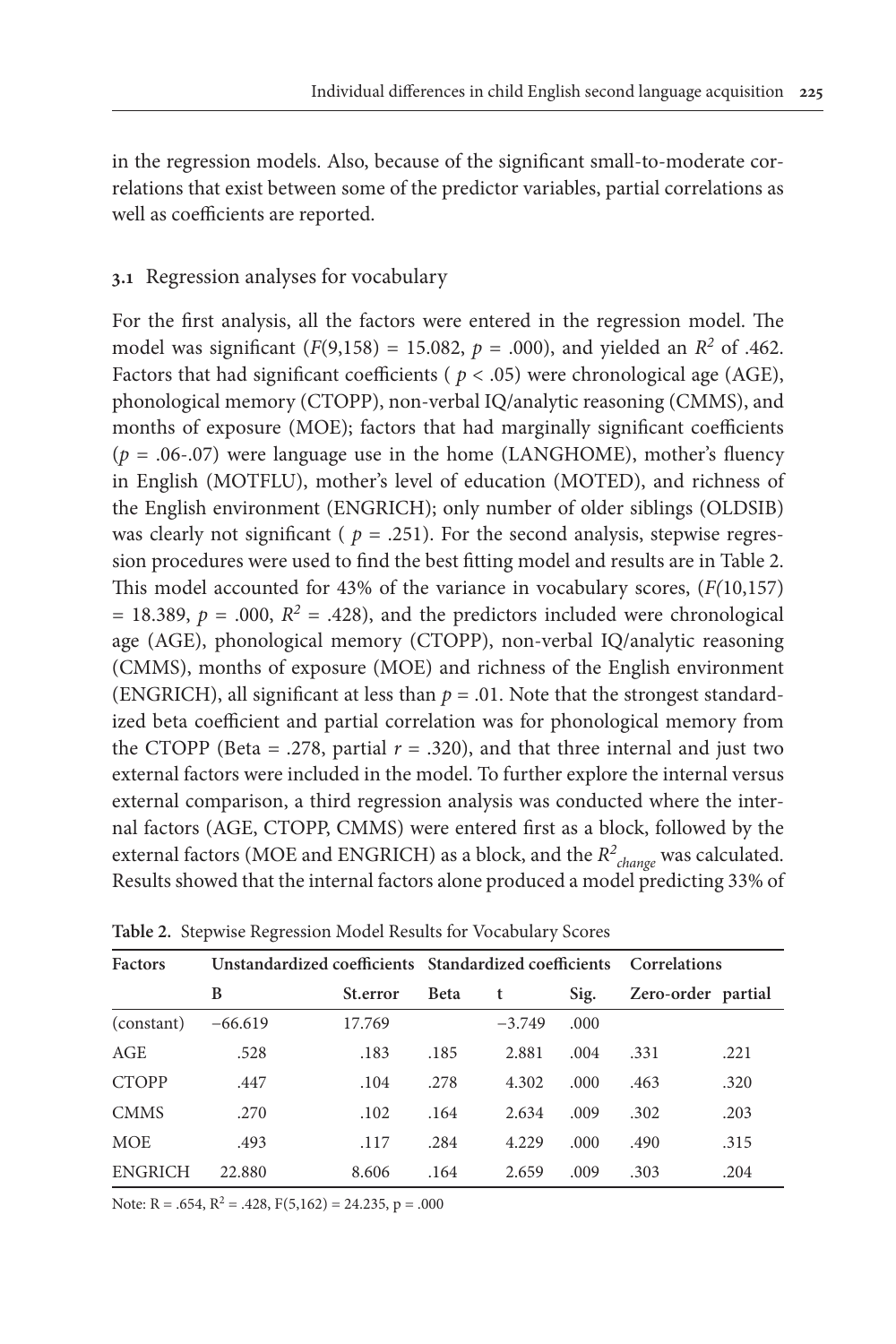in the regression models. Also, because of the significant small-to-moderate correlations that exist between some of the predictor variables, partial correlations as well as coefficients are reported.

### 3.1 Regression analyses for vocabulary

For the first analysis, all the factors were entered in the regression model. The model was significant ($F(9,158) = 15.082$, $p = .000$), and yielded an $R^2$ of .462. Factors that had significant coefficients ( $p < .05$) were chronological age (AGE), phonological memory (CTOPP), non-verbal IQ/analytic reasoning (CMMS), and months of exposure (MOE); factors that had marginally significant coefficients ($p = .06$-$.07$) were language use in the home (LANGHOME), mother's fluency in English (MOTFLU), mother's level of education (MOTED), and richness of the English environment (ENGRICH); only number of older siblings (OLDSIB) was clearly not significant ( $p = .251$). For the second analysis, stepwise regression procedures were used to find the best fitting model and results are in Table 2. This model accounted for 43% of the variance in vocabulary scores, ($F(10,157) = 18.389$, $p = .000$, $R^2 = .428$), and the predictors included were chronological age (AGE), phonological memory (CTOPP), non-verbal IQ/analytic reasoning (CMMS), months of exposure (MOE) and richness of the English environment (ENGRICH), all significant at less than $p = .01$. Note that the strongest standardized beta coefficient and partial correlation was for phonological memory from the CTOPP (Beta = .278, partial $r = .320$), and that three internal and just two external factors were included in the model. To further explore the internal versus external comparison, a third regression analysis was conducted where the internal factors (AGE, CTOPP, CMMS) were entered first as a block, followed by the external factors (MOE and ENGRICH) as a block, and the $R^2_{change}$ was calculated. Results showed that the internal factors alone produced a model predicting 33% of

**Table 2.** Stepwise Regression Model Results for Vocabulary Scores

| Factors | Unstandardized coefficients | | Standardized coefficients | | | Correlations | |
|---|---|---|---|---|---|---|---|
| | B | St.error | Beta | t | Sig. | Zero-order | partial |
| (constant) | −66.619 | 17.769 | | −3.749 | .000 | | |
| AGE | .528 | .183 | .185 | 2.881 | .004 | .331 | .221 |
| CTOPP | .447 | .104 | .278 | 4.302 | .000 | .463 | .320 |
| CMMS | .270 | .102 | .164 | 2.634 | .009 | .302 | .203 |
| MOE | .493 | .117 | .284 | 4.229 | .000 | .490 | .315 |
| ENGRICH | 22.880 | 8.606 | .164 | 2.659 | .009 | .303 | .204 |

Note: $R = .654$, $R^2 = .428$, $F(5,162) = 24.235$, $p = .000$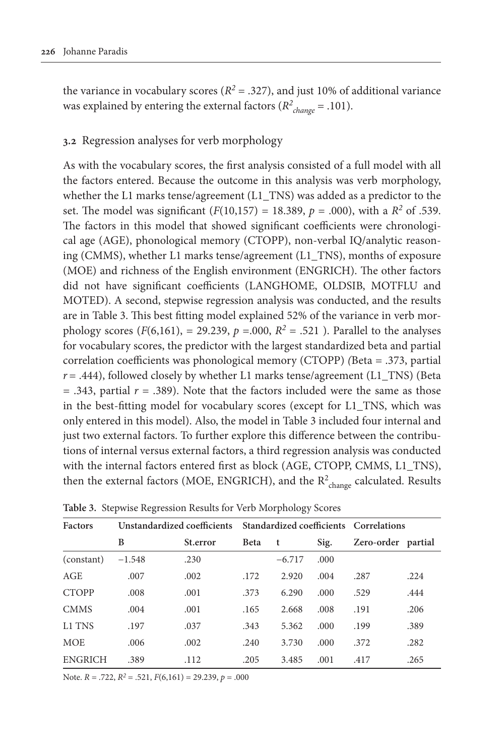the variance in vocabulary scores ($R^2$ = .327), and just 10% of additional variance was explained by entering the external factors ($R^2_{change}$ = .101).

### 3.2 Regression analyses for verb morphology

As with the vocabulary scores, the first analysis consisted of a full model with all the factors entered. Because the outcome in this analysis was verb morphology, whether the L1 marks tense/agreement (L1_TNS) was added as a predictor to the set. The model was significant ($F$(10,157) = 18.389, $p$ = .000), with a $R^2$ of .539. The factors in this model that showed significant coefficients were chronological age (AGE), phonological memory (CTOPP), non-verbal IQ/analytic reasoning (CMMS), whether L1 marks tense/agreement (L1_TNS), months of exposure (MOE) and richness of the English environment (ENGRICH). The other factors did not have significant coefficients (LANGHOME, OLDSIB, MOTFLU and MOTED). A second, stepwise regression analysis was conducted, and the results are in Table 3. This best fitting model explained 52% of the variance in verb morphology scores ($F$(6,161), = 29.239, $p$ =.000, $R^2$ = .521 ). Parallel to the analyses for vocabulary scores, the predictor with the largest standardized beta and partial correlation coefficients was phonological memory (CTOPP) *(*Beta = .373, partial $r$ = .444), followed closely by whether L1 marks tense/agreement (L1_TNS) (Beta = .343, partial $r$ = .389). Note that the factors included were the same as those in the best-fitting model for vocabulary scores (except for L1_TNS, which was only entered in this model). Also, the model in Table 3 included four internal and just two external factors. To further explore this difference between the contributions of internal versus external factors, a third regression analysis was conducted with the internal factors entered first as block (AGE, CTOPP, CMMS, L1_TNS), then the external factors (MOE, ENGRICH), and the $R^2_{change}$ calculated. Results

**Table 3.** Stepwise Regression Results for Verb Morphology Scores

| Factors | Unstandardized coefficients | | Standardized coefficients | | | Correlations | |
|---|---|---|---|---|---|---|---|
| | B | St.error | Beta | t | Sig. | Zero-order | partial |
| (constant) | −1.548 | .230 | | −6.717 | .000 | | |
| AGE | .007 | .002 | .172 | 2.920 | .004 | .287 | .224 |
| CTOPP | .008 | .001 | .373 | 6.290 | .000 | .529 | .444 |
| CMMS | .004 | .001 | .165 | 2.668 | .008 | .191 | .206 |
| L1 TNS | .197 | .037 | .343 | 5.362 | .000 | .199 | .389 |
| MOE | .006 | .002 | .240 | 3.730 | .000 | .372 | .282 |
| ENGRICH | .389 | .112 | .205 | 3.485 | .001 | .417 | .265 |

Note. $R$ = .722, $R^2$ = .521, $F$(6,161) = 29.239, $p$ = .000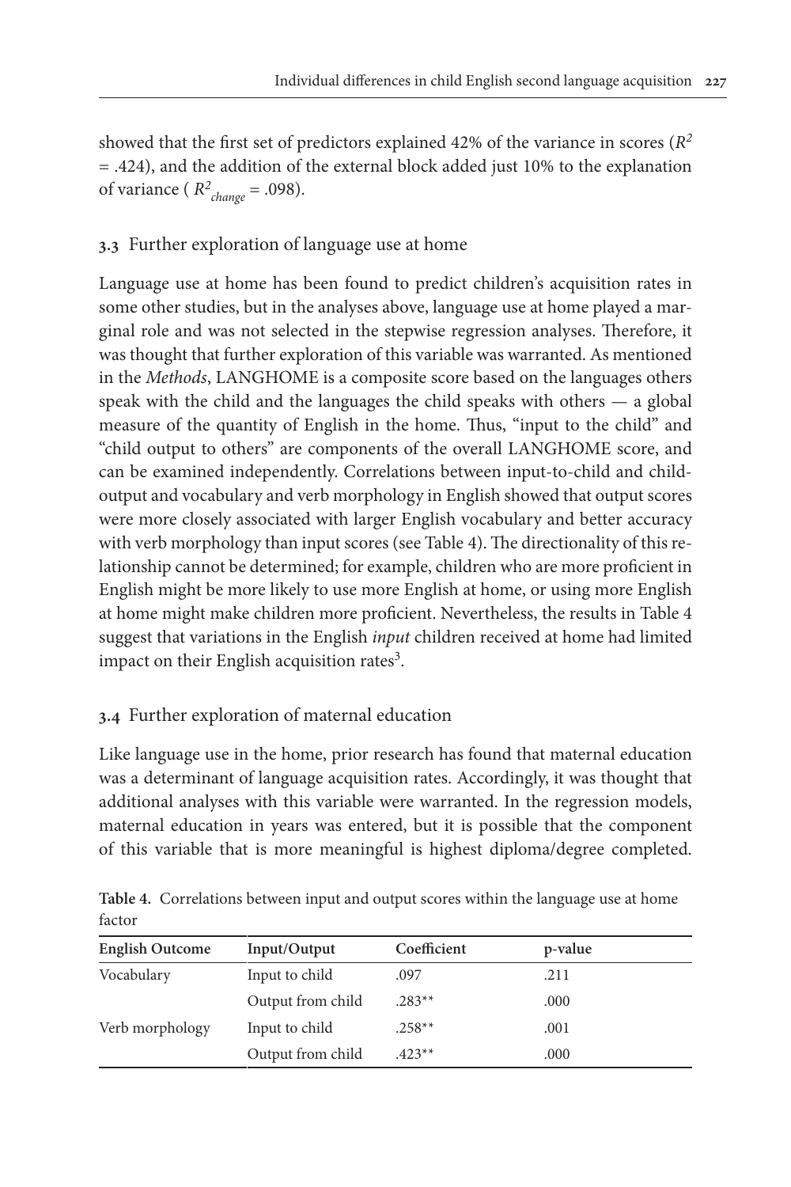showed that the first set of predictors explained 42% of the variance in scores ($R^2 = .424$), and the addition of the external block added just 10% to the explanation of variance ( $R^2_{change} = .098$).

### 3.3 Further exploration of language use at home

Language use at home has been found to predict children's acquisition rates in some other studies, but in the analyses above, language use at home played a marginal role and was not selected in the stepwise regression analyses. Therefore, it was thought that further exploration of this variable was warranted. As mentioned in the *Methods*, LANGHOME is a composite score based on the languages others speak with the child and the languages the child speaks with others — a global measure of the quantity of English in the home. Thus, "input to the child" and "child output to others" are components of the overall LANGHOME score, and can be examined independently. Correlations between input-to-child and child-output and vocabulary and verb morphology in English showed that output scores were more closely associated with larger English vocabulary and better accuracy with verb morphology than input scores (see Table 4). The directionality of this relationship cannot be determined; for example, children who are more proficient in English might be more likely to use more English at home, or using more English at home might make children more proficient. Nevertheless, the results in Table 4 suggest that variations in the English *input* children received at home had limited impact on their English acquisition rates[3].

### 3.4 Further exploration of maternal education

Like language use in the home, prior research has found that maternal education was a determinant of language acquisition rates. Accordingly, it was thought that additional analyses with this variable were warranted. In the regression models, maternal education in years was entered, but it is possible that the component of this variable that is more meaningful is highest diploma/degree completed.

**Table 4.** Correlations between input and output scores within the language use at home factor

| English Outcome | Input/Output | Coefficient | p-value |
|---|---|---|---|
| Vocabulary | Input to child | .097 | .211 |
| | Output from child | .283** | .000 |
| Verb morphology | Input to child | .258** | .001 |
| | Output from child | .423** | .000 |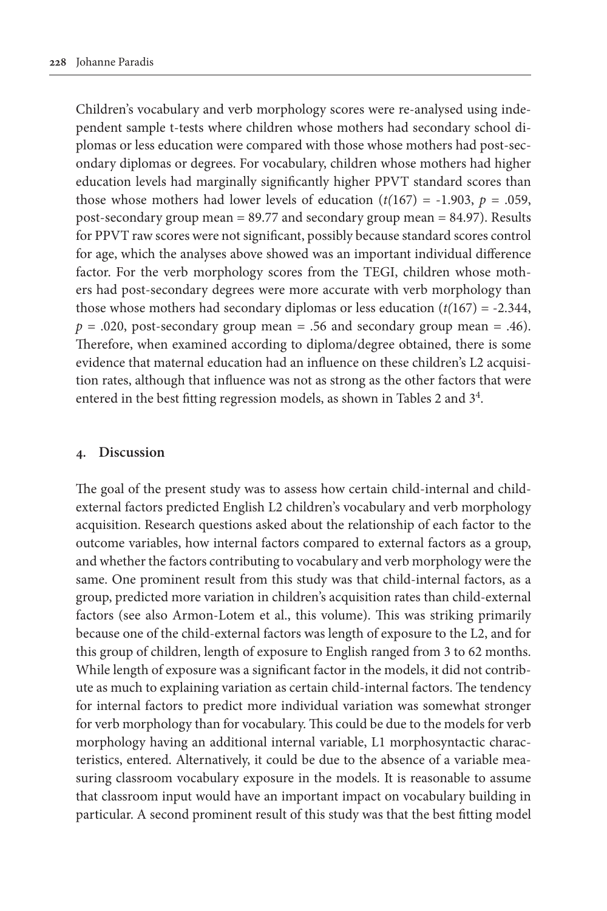Children's vocabulary and verb morphology scores were re-analysed using independent sample t-tests where children whose mothers had secondary school diplomas or less education were compared with those whose mothers had post-secondary diplomas or degrees. For vocabulary, children whose mothers had higher education levels had marginally significantly higher PPVT standard scores than those whose mothers had lower levels of education ($t(167) = -1.903$, $p = .059$, post-secondary group mean = 89.77 and secondary group mean = 84.97). Results for PPVT raw scores were not significant, possibly because standard scores control for age, which the analyses above showed was an important individual difference factor. For the verb morphology scores from the TEGI, children whose mothers had post-secondary degrees were more accurate with verb morphology than those whose mothers had secondary diplomas or less education ($t(167) = -2.344$, $p = .020$, post-secondary group mean = .56 and secondary group mean = .46). Therefore, when examined according to diploma/degree obtained, there is some evidence that maternal education had an influence on these children's L2 acquisition rates, although that influence was not as strong as the other factors that were entered in the best fitting regression models, as shown in Tables 2 and 3[4].

## 4. Discussion

The goal of the present study was to assess how certain child-internal and child-external factors predicted English L2 children's vocabulary and verb morphology acquisition. Research questions asked about the relationship of each factor to the outcome variables, how internal factors compared to external factors as a group, and whether the factors contributing to vocabulary and verb morphology were the same. One prominent result from this study was that child-internal factors, as a group, predicted more variation in children's acquisition rates than child-external factors (see also Armon-Lotem et al., this volume). This was striking primarily because one of the child-external factors was length of exposure to the L2, and for this group of children, length of exposure to English ranged from 3 to 62 months. While length of exposure was a significant factor in the models, it did not contribute as much to explaining variation as certain child-internal factors. The tendency for internal factors to predict more individual variation was somewhat stronger for verb morphology than for vocabulary. This could be due to the models for verb morphology having an additional internal variable, L1 morphosyntactic characteristics, entered. Alternatively, it could be due to the absence of a variable measuring classroom vocabulary exposure in the models. It is reasonable to assume that classroom input would have an important impact on vocabulary building in particular. A second prominent result of this study was that the best fitting model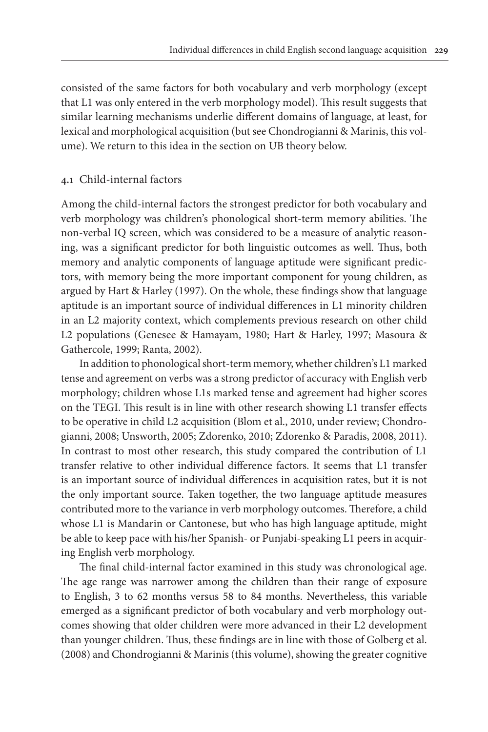consisted of the same factors for both vocabulary and verb morphology (except that L1 was only entered in the verb morphology model). This result suggests that similar learning mechanisms underlie different domains of language, at least, for lexical and morphological acquisition (but see Chondrogianni & Marinis, this volume). We return to this idea in the section on UB theory below.

### 4.1 Child-internal factors

Among the child-internal factors the strongest predictor for both vocabulary and verb morphology was children's phonological short-term memory abilities. The non-verbal IQ screen, which was considered to be a measure of analytic reasoning, was a significant predictor for both linguistic outcomes as well. Thus, both memory and analytic components of language aptitude were significant predictors, with memory being the more important component for young children, as argued by Hart & Harley (1997). On the whole, these findings show that language aptitude is an important source of individual differences in L1 minority children in an L2 majority context, which complements previous research on other child L2 populations (Genesee & Hamayam, 1980; Hart & Harley, 1997; Masoura & Gathercole, 1999; Ranta, 2002).

In addition to phonological short-term memory, whether children's L1 marked tense and agreement on verbs was a strong predictor of accuracy with English verb morphology; children whose L1s marked tense and agreement had higher scores on the TEGI. This result is in line with other research showing L1 transfer effects to be operative in child L2 acquisition (Blom et al., 2010, under review; Chondrogianni, 2008; Unsworth, 2005; Zdorenko, 2010; Zdorenko & Paradis, 2008, 2011). In contrast to most other research, this study compared the contribution of L1 transfer relative to other individual difference factors. It seems that L1 transfer is an important source of individual differences in acquisition rates, but it is not the only important source. Taken together, the two language aptitude measures contributed more to the variance in verb morphology outcomes. Therefore, a child whose L1 is Mandarin or Cantonese, but who has high language aptitude, might be able to keep pace with his/her Spanish- or Punjabi-speaking L1 peers in acquiring English verb morphology.

The final child-internal factor examined in this study was chronological age. The age range was narrower among the children than their range of exposure to English, 3 to 62 months versus 58 to 84 months. Nevertheless, this variable emerged as a significant predictor of both vocabulary and verb morphology outcomes showing that older children were more advanced in their L2 development than younger children. Thus, these findings are in line with those of Golberg et al. (2008) and Chondrogianni & Marinis (this volume), showing the greater cognitive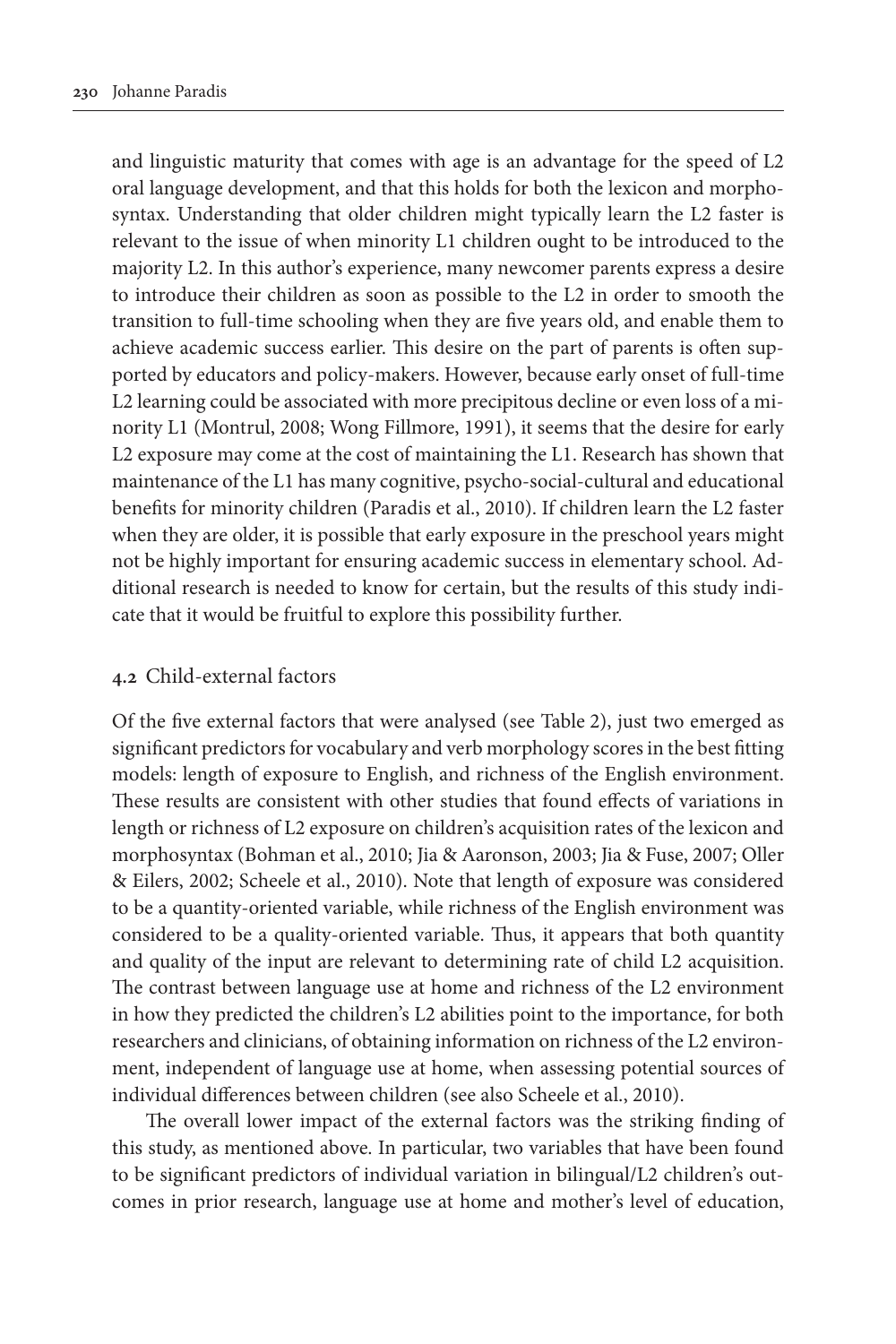and linguistic maturity that comes with age is an advantage for the speed of L2 oral language development, and that this holds for both the lexicon and morphosyntax. Understanding that older children might typically learn the L2 faster is relevant to the issue of when minority L1 children ought to be introduced to the majority L2. In this author's experience, many newcomer parents express a desire to introduce their children as soon as possible to the L2 in order to smooth the transition to full-time schooling when they are five years old, and enable them to achieve academic success earlier. This desire on the part of parents is often supported by educators and policy-makers. However, because early onset of full-time L2 learning could be associated with more precipitous decline or even loss of a minority L1 (Montrul, 2008; Wong Fillmore, 1991), it seems that the desire for early L2 exposure may come at the cost of maintaining the L1. Research has shown that maintenance of the L1 has many cognitive, psycho-social-cultural and educational benefits for minority children (Paradis et al., 2010). If children learn the L2 faster when they are older, it is possible that early exposure in the preschool years might not be highly important for ensuring academic success in elementary school. Additional research is needed to know for certain, but the results of this study indicate that it would be fruitful to explore this possibility further.

### 4.2 Child-external factors

Of the five external factors that were analysed (see Table 2), just two emerged as significant predictors for vocabulary and verb morphology scores in the best fitting models: length of exposure to English, and richness of the English environment. These results are consistent with other studies that found effects of variations in length or richness of L2 exposure on children's acquisition rates of the lexicon and morphosyntax (Bohman et al., 2010; Jia & Aaronson, 2003; Jia & Fuse, 2007; Oller & Eilers, 2002; Scheele et al., 2010). Note that length of exposure was considered to be a quantity-oriented variable, while richness of the English environment was considered to be a quality-oriented variable. Thus, it appears that both quantity and quality of the input are relevant to determining rate of child L2 acquisition. The contrast between language use at home and richness of the L2 environment in how they predicted the children's L2 abilities point to the importance, for both researchers and clinicians, of obtaining information on richness of the L2 environment, independent of language use at home, when assessing potential sources of individual differences between children (see also Scheele et al., 2010).

The overall lower impact of the external factors was the striking finding of this study, as mentioned above. In particular, two variables that have been found to be significant predictors of individual variation in bilingual/L2 children's outcomes in prior research, language use at home and mother's level of education,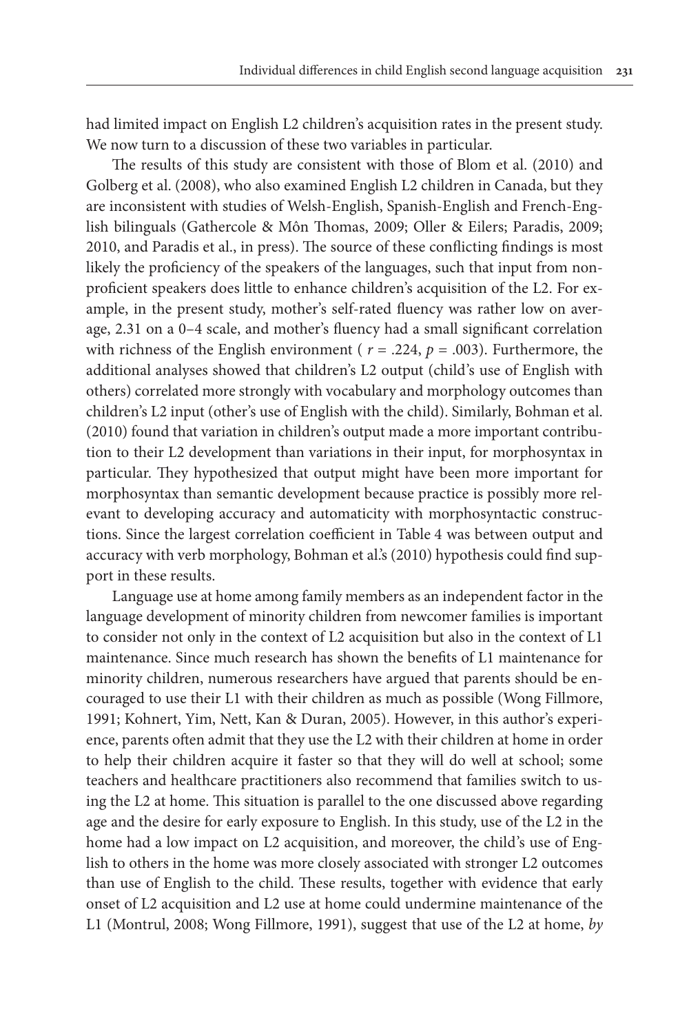had limited impact on English L2 children's acquisition rates in the present study. We now turn to a discussion of these two variables in particular.

The results of this study are consistent with those of Blom et al. (2010) and Golberg et al. (2008), who also examined English L2 children in Canada, but they are inconsistent with studies of Welsh-English, Spanish-English and French-English bilinguals (Gathercole & Môn Thomas, 2009; Oller & Eilers; Paradis, 2009; 2010, and Paradis et al., in press). The source of these conflicting findings is most likely the proficiency of the speakers of the languages, such that input from non-proficient speakers does little to enhance children's acquisition of the L2. For example, in the present study, mother's self-rated fluency was rather low on average, 2.31 on a 0–4 scale, and mother's fluency had a small significant correlation with richness of the English environment ( $r = .224$, $p = .003$). Furthermore, the additional analyses showed that children's L2 output (child's use of English with others) correlated more strongly with vocabulary and morphology outcomes than children's L2 input (other's use of English with the child). Similarly, Bohman et al. (2010) found that variation in children's output made a more important contribution to their L2 development than variations in their input, for morphosyntax in particular. They hypothesized that output might have been more important for morphosyntax than semantic development because practice is possibly more relevant to developing accuracy and automaticity with morphosyntactic constructions. Since the largest correlation coefficient in Table 4 was between output and accuracy with verb morphology, Bohman et al.'s (2010) hypothesis could find support in these results.

Language use at home among family members as an independent factor in the language development of minority children from newcomer families is important to consider not only in the context of L2 acquisition but also in the context of L1 maintenance. Since much research has shown the benefits of L1 maintenance for minority children, numerous researchers have argued that parents should be encouraged to use their L1 with their children as much as possible (Wong Fillmore, 1991; Kohnert, Yim, Nett, Kan & Duran, 2005). However, in this author's experience, parents often admit that they use the L2 with their children at home in order to help their children acquire it faster so that they will do well at school; some teachers and healthcare practitioners also recommend that families switch to using the L2 at home. This situation is parallel to the one discussed above regarding age and the desire for early exposure to English. In this study, use of the L2 in the home had a low impact on L2 acquisition, and moreover, the child's use of English to others in the home was more closely associated with stronger L2 outcomes than use of English to the child. These results, together with evidence that early onset of L2 acquisition and L2 use at home could undermine maintenance of the L1 (Montrul, 2008; Wong Fillmore, 1991), suggest that use of the L2 at home, *by*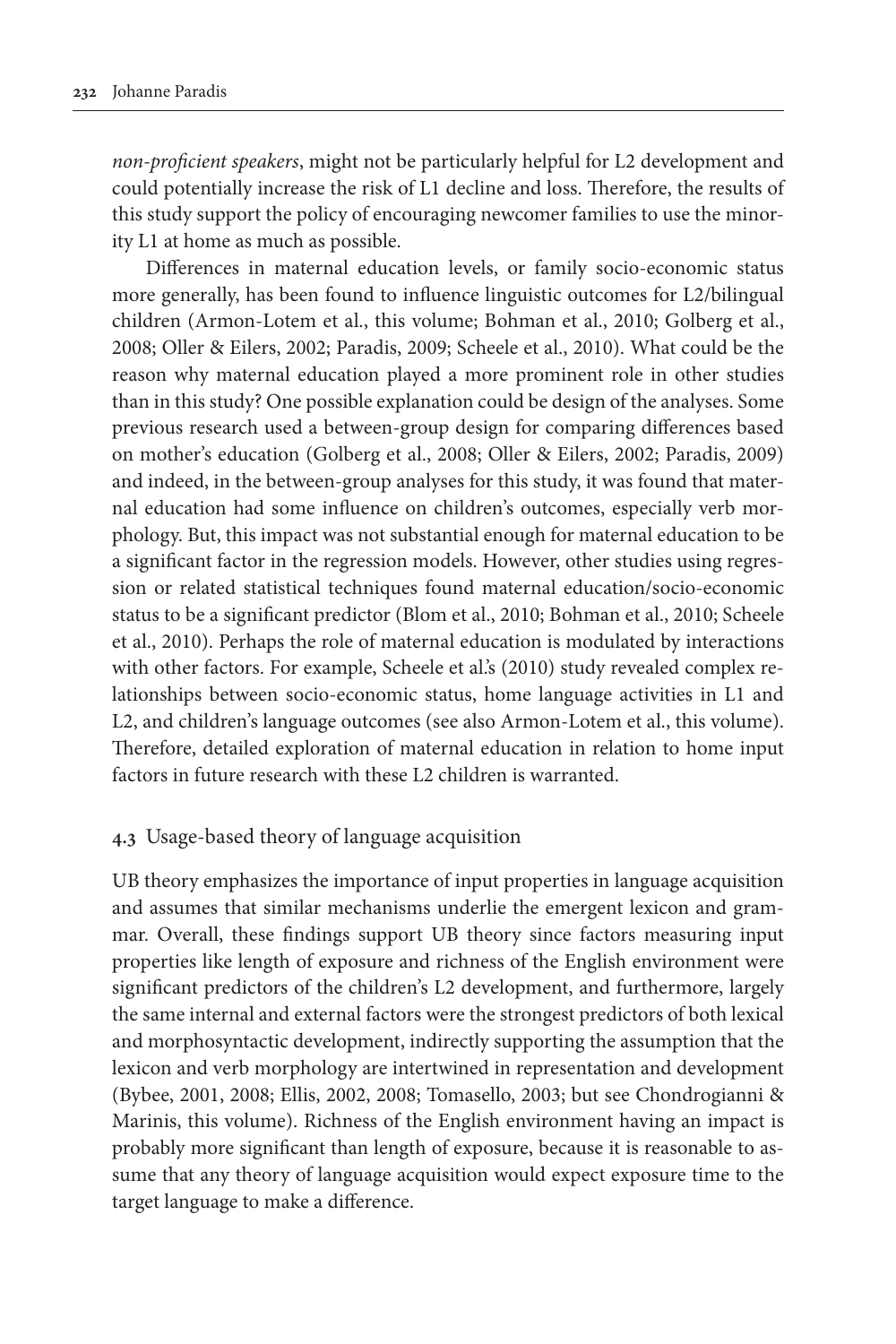*non-proficient speakers*, might not be particularly helpful for L2 development and could potentially increase the risk of L1 decline and loss. Therefore, the results of this study support the policy of encouraging newcomer families to use the minority L1 at home as much as possible.

Differences in maternal education levels, or family socio-economic status more generally, has been found to influence linguistic outcomes for L2/bilingual children (Armon-Lotem et al., this volume; Bohman et al., 2010; Golberg et al., 2008; Oller & Eilers, 2002; Paradis, 2009; Scheele et al., 2010). What could be the reason why maternal education played a more prominent role in other studies than in this study? One possible explanation could be design of the analyses. Some previous research used a between-group design for comparing differences based on mother's education (Golberg et al., 2008; Oller & Eilers, 2002; Paradis, 2009) and indeed, in the between-group analyses for this study, it was found that maternal education had some influence on children's outcomes, especially verb morphology. But, this impact was not substantial enough for maternal education to be a significant factor in the regression models. However, other studies using regression or related statistical techniques found maternal education/socio-economic status to be a significant predictor (Blom et al., 2010; Bohman et al., 2010; Scheele et al., 2010). Perhaps the role of maternal education is modulated by interactions with other factors. For example, Scheele et al.'s (2010) study revealed complex relationships between socio-economic status, home language activities in L1 and L2, and children's language outcomes (see also Armon-Lotem et al., this volume). Therefore, detailed exploration of maternal education in relation to home input factors in future research with these L2 children is warranted.

### 4.3 Usage-based theory of language acquisition

UB theory emphasizes the importance of input properties in language acquisition and assumes that similar mechanisms underlie the emergent lexicon and grammar. Overall, these findings support UB theory since factors measuring input properties like length of exposure and richness of the English environment were significant predictors of the children's L2 development, and furthermore, largely the same internal and external factors were the strongest predictors of both lexical and morphosyntactic development, indirectly supporting the assumption that the lexicon and verb morphology are intertwined in representation and development (Bybee, 2001, 2008; Ellis, 2002, 2008; Tomasello, 2003; but see Chondrogianni & Marinis, this volume). Richness of the English environment having an impact is probably more significant than length of exposure, because it is reasonable to assume that any theory of language acquisition would expect exposure time to the target language to make a difference.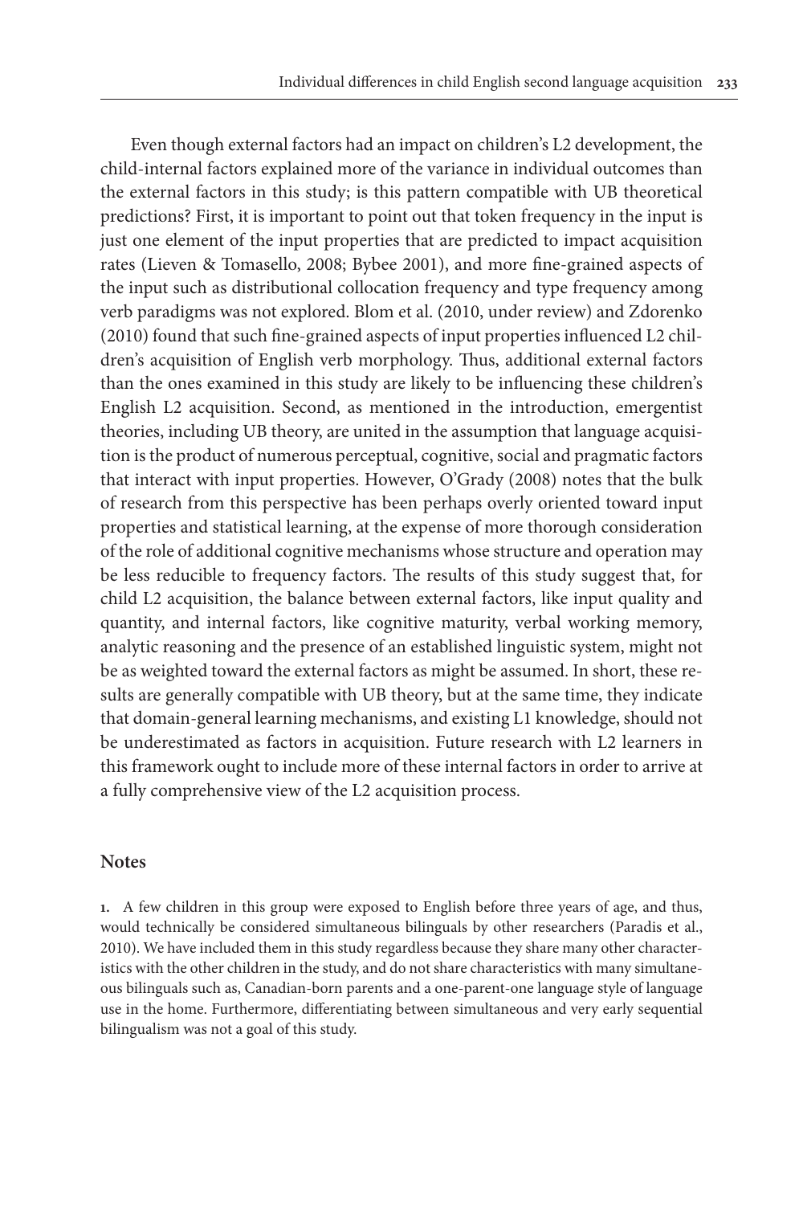Even though external factors had an impact on children's L2 development, the child-internal factors explained more of the variance in individual outcomes than the external factors in this study; is this pattern compatible with UB theoretical predictions? First, it is important to point out that token frequency in the input is just one element of the input properties that are predicted to impact acquisition rates (Lieven & Tomasello, 2008; Bybee 2001), and more fine-grained aspects of the input such as distributional collocation frequency and type frequency among verb paradigms was not explored. Blom et al. (2010, under review) and Zdorenko (2010) found that such fine-grained aspects of input properties influenced L2 children's acquisition of English verb morphology. Thus, additional external factors than the ones examined in this study are likely to be influencing these children's English L2 acquisition. Second, as mentioned in the introduction, emergentist theories, including UB theory, are united in the assumption that language acquisition is the product of numerous perceptual, cognitive, social and pragmatic factors that interact with input properties. However, O'Grady (2008) notes that the bulk of research from this perspective has been perhaps overly oriented toward input properties and statistical learning, at the expense of more thorough consideration of the role of additional cognitive mechanisms whose structure and operation may be less reducible to frequency factors. The results of this study suggest that, for child L2 acquisition, the balance between external factors, like input quality and quantity, and internal factors, like cognitive maturity, verbal working memory, analytic reasoning and the presence of an established linguistic system, might not be as weighted toward the external factors as might be assumed. In short, these results are generally compatible with UB theory, but at the same time, they indicate that domain-general learning mechanisms, and existing L1 knowledge, should not be underestimated as factors in acquisition. Future research with L2 learners in this framework ought to include more of these internal factors in order to arrive at a fully comprehensive view of the L2 acquisition process.

## Notes

**1.** A few children in this group were exposed to English before three years of age, and thus, would technically be considered simultaneous bilinguals by other researchers (Paradis et al., 2010). We have included them in this study regardless because they share many other characteristics with the other children in the study, and do not share characteristics with many simultaneous bilinguals such as, Canadian-born parents and a one-parent-one language style of language use in the home. Furthermore, differentiating between simultaneous and very early sequential bilingualism was not a goal of this study.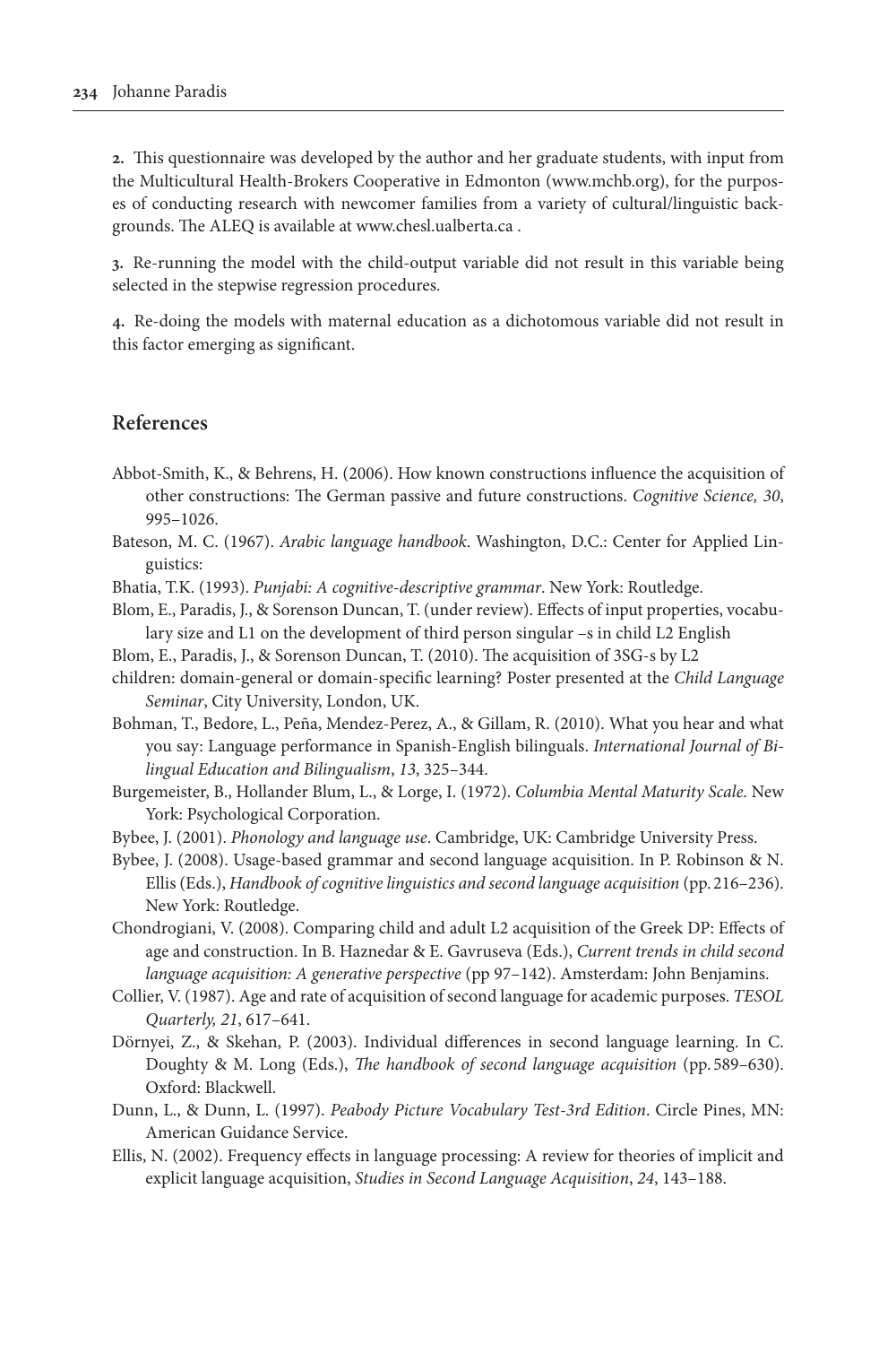**2.** This questionnaire was developed by the author and her graduate students, with input from the Multicultural Health-Brokers Cooperative in Edmonton (www.mchb.org), for the purposes of conducting research with newcomer families from a variety of cultural/linguistic backgrounds. The ALEQ is available at www.chesl.ualberta.ca .

**3.** Re-running the model with the child-output variable did not result in this variable being selected in the stepwise regression procedures.

**4.** Re-doing the models with maternal education as a dichotomous variable did not result in this factor emerging as significant.

## References

Abbot-Smith, K., & Behrens, H. (2006). How known constructions influence the acquisition of other constructions: The German passive and future constructions. *Cognitive Science, 30*, 995–1026.

Bateson, M. C. (1967). *Arabic language handbook*. Washington, D.C.: Center for Applied Linguistics:

Bhatia, T.K. (1993). *Punjabi: A cognitive-descriptive grammar*. New York: Routledge.

Blom, E., Paradis, J., & Sorenson Duncan, T. (under review). Effects of input properties, vocabulary size and L1 on the development of third person singular –s in child L2 English

Blom, E., Paradis, J., & Sorenson Duncan, T. (2010). The acquisition of 3SG-s by L2 children: domain-general or domain-specific learning? Poster presented at the *Child Language Seminar*, City University, London, UK.

Bohman, T., Bedore, L., Peña, Mendez-Perez, A., & Gillam, R. (2010). What you hear and what you say: Language performance in Spanish-English bilinguals. *International Journal of Bilingual Education and Bilingualism*, *13*, 325–344.

Burgemeister, B., Hollander Blum, L., & Lorge, I. (1972). *Columbia Mental Maturity Scale*. New York: Psychological Corporation.

Bybee, J. (2001). *Phonology and language use*. Cambridge, UK: Cambridge University Press.

Bybee, J. (2008). Usage-based grammar and second language acquisition. In P. Robinson & N. Ellis (Eds.), *Handbook of cognitive linguistics and second language acquisition* (pp. 216–236). New York: Routledge.

Chondrogiani, V. (2008). Comparing child and adult L2 acquisition of the Greek DP: Effects of age and construction. In B. Haznedar & E. Gavruseva (Eds.), *Current trends in child second language acquisition: A generative perspective* (pp 97–142). Amsterdam: John Benjamins.

Collier, V. (1987). Age and rate of acquisition of second language for academic purposes. *TESOL Quarterly, 21*, 617–641.

Dörnyei, Z., & Skehan, P. (2003). Individual differences in second language learning. In C. Doughty & M. Long (Eds.), *The handbook of second language acquisition* (pp. 589–630). Oxford: Blackwell.

Dunn, L., & Dunn, L. (1997). *Peabody Picture Vocabulary Test-3rd Edition*. Circle Pines, MN: American Guidance Service.

Ellis, N. (2002). Frequency effects in language processing: A review for theories of implicit and explicit language acquisition, *Studies in Second Language Acquisition*, *24*, 143–188.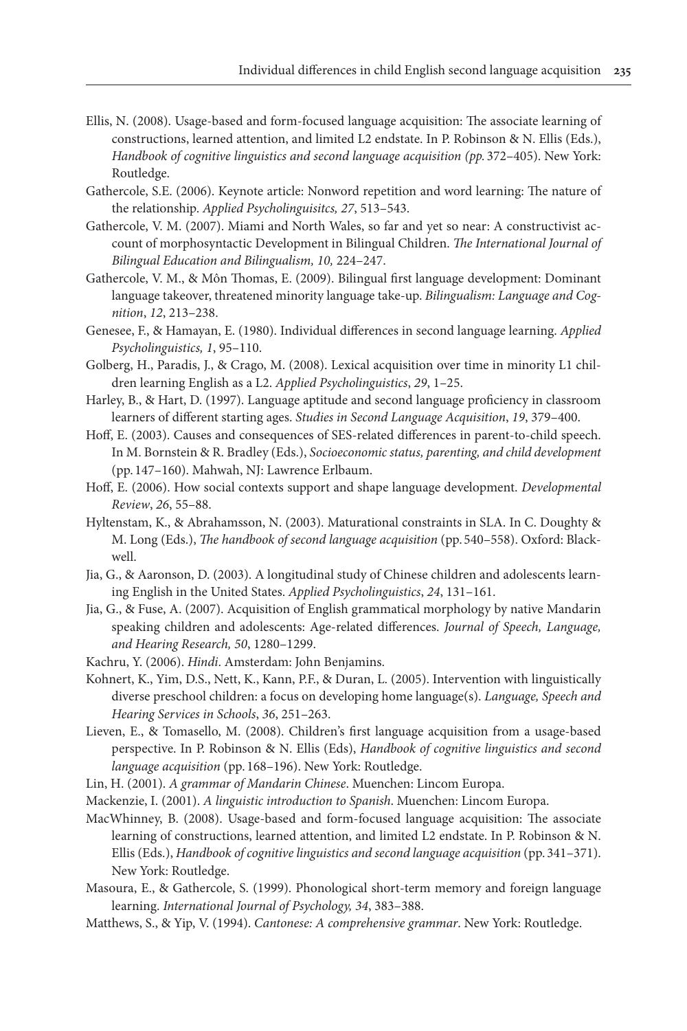Ellis, N. (2008). Usage-based and form-focused language acquisition: The associate learning of constructions, learned attention, and limited L2 endstate. In P. Robinson & N. Ellis (Eds.), *Handbook of cognitive linguistics and second language acquisition (pp.* 372–405). New York: Routledge.

Gathercole, S.E. (2006). Keynote article: Nonword repetition and word learning: The nature of the relationship. *Applied Psycholinguisitcs, 27*, 513–543.

Gathercole, V. M. (2007). Miami and North Wales, so far and yet so near: A constructivist account of morphosyntactic Development in Bilingual Children. *The International Journal of Bilingual Education and Bilingualism, 10,* 224–247.

Gathercole, V. M., & Môn Thomas, E. (2009). Bilingual first language development: Dominant language takeover, threatened minority language take-up. *Bilingualism: Language and Cognition*, *12*, 213–238.

Genesee, F., & Hamayan, E. (1980). Individual differences in second language learning. *Applied Psycholinguistics, 1*, 95–110.

Golberg, H., Paradis, J., & Crago, M. (2008). Lexical acquisition over time in minority L1 children learning English as a L2. *Applied Psycholinguistics*, *29*, 1–25.

Harley, B., & Hart, D. (1997). Language aptitude and second language proficiency in classroom learners of different starting ages. *Studies in Second Language Acquisition*, *19*, 379–400.

Hoff, E. (2003). Causes and consequences of SES-related differences in parent-to-child speech. In M. Bornstein & R. Bradley (Eds.), *Socioeconomic status, parenting, and child development* (pp. 147–160). Mahwah, NJ: Lawrence Erlbaum.

Hoff, E. (2006). How social contexts support and shape language development. *Developmental Review*, *26*, 55–88.

Hyltenstam, K., & Abrahamsson, N. (2003). Maturational constraints in SLA. In C. Doughty & M. Long (Eds.), *The handbook of second language acquisition* (pp. 540–558). Oxford: Blackwell.

Jia, G., & Aaronson, D. (2003). A longitudinal study of Chinese children and adolescents learning English in the United States. *Applied Psycholinguistics*, *24*, 131–161.

Jia, G., & Fuse, A. (2007). Acquisition of English grammatical morphology by native Mandarin speaking children and adolescents: Age-related differences. *Journal of Speech, Language, and Hearing Research, 50*, 1280–1299.

Kachru, Y. (2006). *Hindi*. Amsterdam: John Benjamins.

Kohnert, K., Yim, D.S., Nett, K., Kann, P.F., & Duran, L. (2005). Intervention with linguistically diverse preschool children: a focus on developing home language(s). *Language, Speech and Hearing Services in Schools*, *36*, 251–263.

Lieven, E., & Tomasello, M. (2008). Children's first language acquisition from a usage-based perspective. In P. Robinson & N. Ellis (Eds), *Handbook of cognitive linguistics and second language acquisition* (pp. 168–196). New York: Routledge.

Lin, H. (2001). *A grammar of Mandarin Chinese*. Muenchen: Lincom Europa.

Mackenzie, I. (2001). *A linguistic introduction to Spanish*. Muenchen: Lincom Europa.

MacWhinney, B. (2008). Usage-based and form-focused language acquisition: The associate learning of constructions, learned attention, and limited L2 endstate. In P. Robinson & N. Ellis (Eds.), *Handbook of cognitive linguistics and second language acquisition* (pp. 341–371). New York: Routledge.

Masoura, E., & Gathercole, S. (1999). Phonological short-term memory and foreign language learning. *International Journal of Psychology, 34*, 383–388.

Matthews, S., & Yip, V. (1994). *Cantonese: A comprehensive grammar*. New York: Routledge.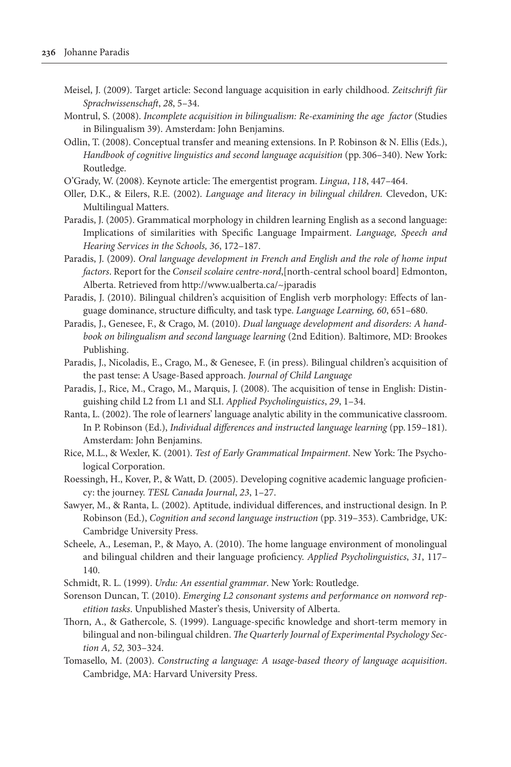Meisel, J. (2009). Target article: Second language acquisition in early childhood. *Zeitschrift für Sprachwissenschaft*, *28*, 5–34.

Montrul, S. (2008). *Incomplete acquisition in bilingualism: Re-examining the age factor* (Studies in Bilingualism 39). Amsterdam: John Benjamins.

Odlin, T. (2008). Conceptual transfer and meaning extensions. In P. Robinson & N. Ellis (Eds.), *Handbook of cognitive linguistics and second language acquisition* (pp. 306–340). New York: Routledge.

O'Grady, W. (2008). Keynote article: The emergentist program. *Lingua*, *118*, 447–464.

Oller, D.K., & Eilers, R.E. (2002). *Language and literacy in bilingual children.* Clevedon, UK: Multilingual Matters.

Paradis, J. (2005). Grammatical morphology in children learning English as a second language: Implications of similarities with Specific Language Impairment. *Language, Speech and Hearing Services in the Schools, 36*, 172–187.

Paradis, J. (2009). *Oral language development in French and English and the role of home input factors*. Report for the *Conseil scolaire centre-nord*,[north-central school board] Edmonton, Alberta. Retrieved from http://www.ualberta.ca/~jparadis

Paradis, J. (2010). Bilingual children's acquisition of English verb morphology: Effects of language dominance, structure difficulty, and task type. *Language Learning, 60*, 651–680.

Paradis, J., Genesee, F., & Crago, M. (2010). *Dual language development and disorders: A handbook on bilingualism and second language learning* (2nd Edition). Baltimore, MD: Brookes Publishing.

Paradis, J., Nicoladis, E., Crago, M., & Genesee, F. (in press). Bilingual children's acquisition of the past tense: A Usage-Based approach. *Journal of Child Language*

Paradis, J., Rice, M., Crago, M., Marquis, J. (2008). The acquisition of tense in English: Distinguishing child L2 from L1 and SLI. *Applied Psycholinguistics*, *29*, 1–34.

Ranta, L. (2002). The role of learners' language analytic ability in the communicative classroom. In P. Robinson (Ed.), *Individual differences and instructed language learning* (pp. 159–181). Amsterdam: John Benjamins.

Rice, M.L., & Wexler, K. (2001). *Test of Early Grammatical Impairment*. New York: The Psychological Corporation.

Roessingh, H., Kover, P., & Watt, D. (2005). Developing cognitive academic language proficiency: the journey. *TESL Canada Journal*, *23*, 1–27.

Sawyer, M., & Ranta, L. (2002). Aptitude, individual differences, and instructional design. In P. Robinson (Ed.), *Cognition and second language instruction* (pp. 319–353). Cambridge, UK: Cambridge University Press.

Scheele, A., Leseman, P., & Mayo, A. (2010). The home language environment of monolingual and bilingual children and their language proficiency. *Applied Psycholinguistics*, *31*, 117–140.

Schmidt, R. L. (1999). *Urdu: An essential grammar*. New York: Routledge.

Sorenson Duncan, T. (2010). *Emerging L2 consonant systems and performance on nonword repetition tasks*. Unpublished Master's thesis, University of Alberta.

Thorn, A., & Gathercole, S. (1999). Language-specific knowledge and short-term memory in bilingual and non-bilingual children. *The Quarterly Journal of Experimental Psychology Section A, 52,* 303–324.

Tomasello, M. (2003). *Constructing a language: A usage-based theory of language acquisition*. Cambridge, MA: Harvard University Press.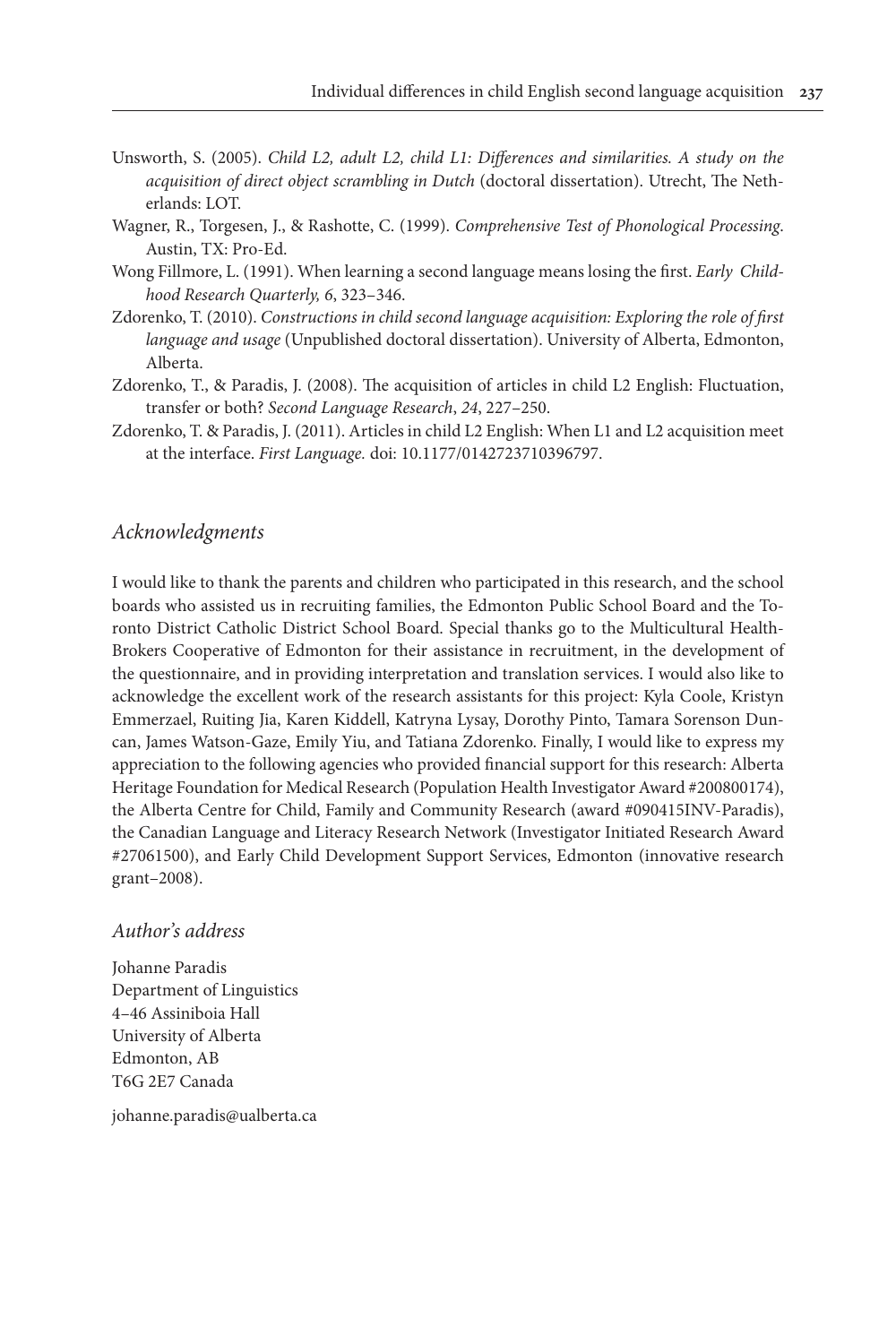Unsworth, S. (2005). *Child L2, adult L2, child L1: Differences and similarities. A study on the acquisition of direct object scrambling in Dutch* (doctoral dissertation). Utrecht, The Netherlands: LOT.

Wagner, R., Torgesen, J., & Rashotte, C. (1999). *Comprehensive Test of Phonological Processing*. Austin, TX: Pro-Ed.

Wong Fillmore, L. (1991). When learning a second language means losing the first. *Early Childhood Research Quarterly, 6*, 323–346.

Zdorenko, T. (2010). *Constructions in child second language acquisition: Exploring the role of first language and usage* (Unpublished doctoral dissertation). University of Alberta, Edmonton, Alberta.

Zdorenko, T., & Paradis, J. (2008). The acquisition of articles in child L2 English: Fluctuation, transfer or both? *Second Language Research*, *24*, 227–250.

Zdorenko, T. & Paradis, J. (2011). Articles in child L2 English: When L1 and L2 acquisition meet at the interface. *First Language.* doi: 10.1177/0142723710396797.

## *Acknowledgments*

I would like to thank the parents and children who participated in this research, and the school boards who assisted us in recruiting families, the Edmonton Public School Board and the Toronto District Catholic District School Board. Special thanks go to the Multicultural Health-Brokers Cooperative of Edmonton for their assistance in recruitment, in the development of the questionnaire, and in providing interpretation and translation services. I would also like to acknowledge the excellent work of the research assistants for this project: Kyla Coole, Kristyn Emmerzael, Ruiting Jia, Karen Kiddell, Katryna Lysay, Dorothy Pinto, Tamara Sorenson Duncan, James Watson-Gaze, Emily Yiu, and Tatiana Zdorenko. Finally, I would like to express my appreciation to the following agencies who provided financial support for this research: Alberta Heritage Foundation for Medical Research (Population Health Investigator Award #200800174), the Alberta Centre for Child, Family and Community Research (award #090415INV-Paradis), the Canadian Language and Literacy Research Network (Investigator Initiated Research Award #27061500), and Early Child Development Support Services, Edmonton (innovative research grant–2008).

## *Author's address*

Johanne Paradis
Department of Linguistics
4–46 Assiniboia Hall
University of Alberta
Edmonton, AB
T6G 2E7 Canada

johanne.paradis@ualberta.ca